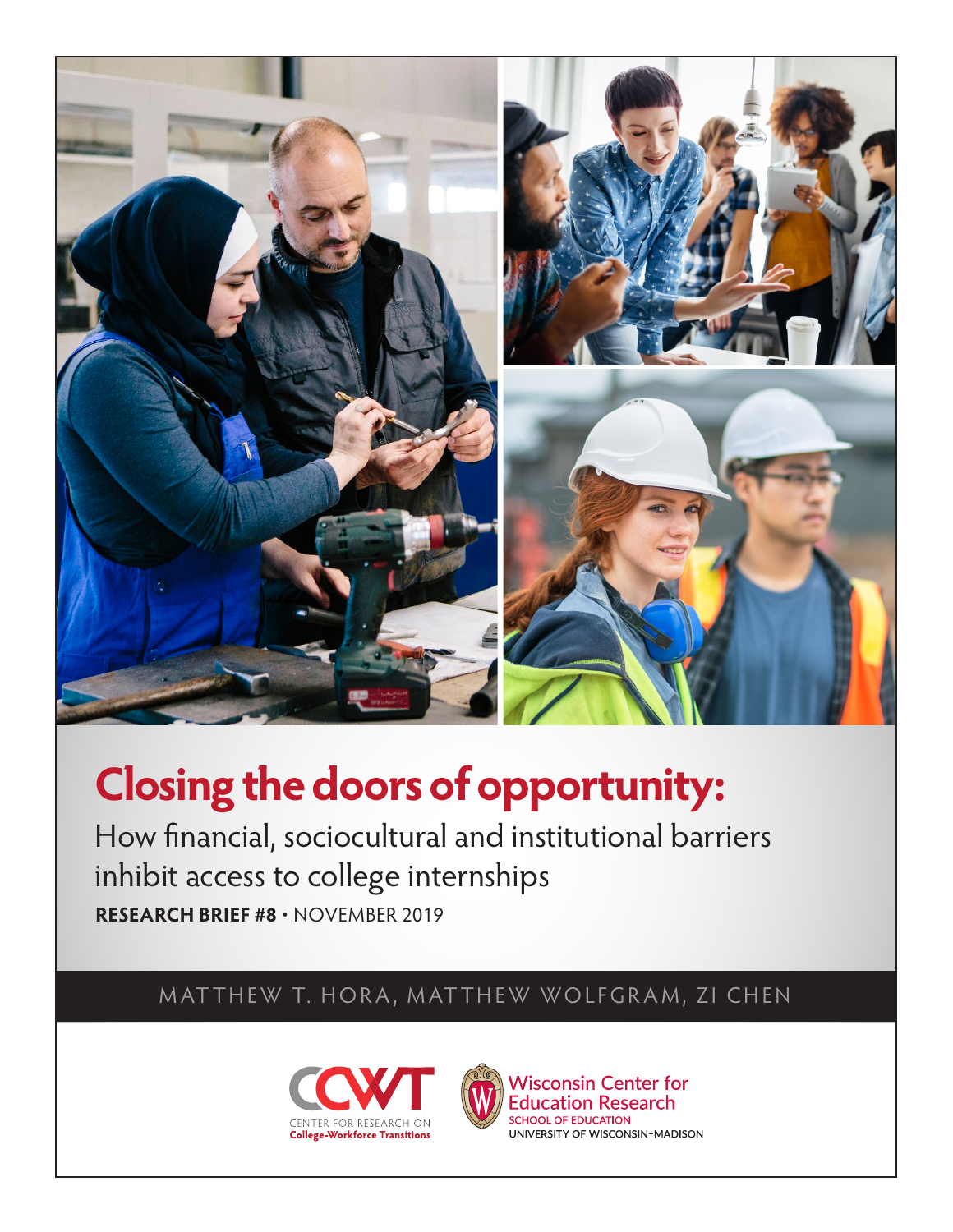# Closing the doors of opportunity:

How financial, sociocultural and institutional barriers inhibit access to college internships

**RESEARCH BRIEF #8** · NOVEMBER 2019

MATTHEW T. HORA, MATTHEW WOLFGRAM, ZI CHEN

CCWT
CENTER FOR RESEARCH ON
College-Workforce Transitions

Wisconsin Center for Education Research
SCHOOL OF EDUCATION
UNIVERSITY OF WISCONSIN–MADISON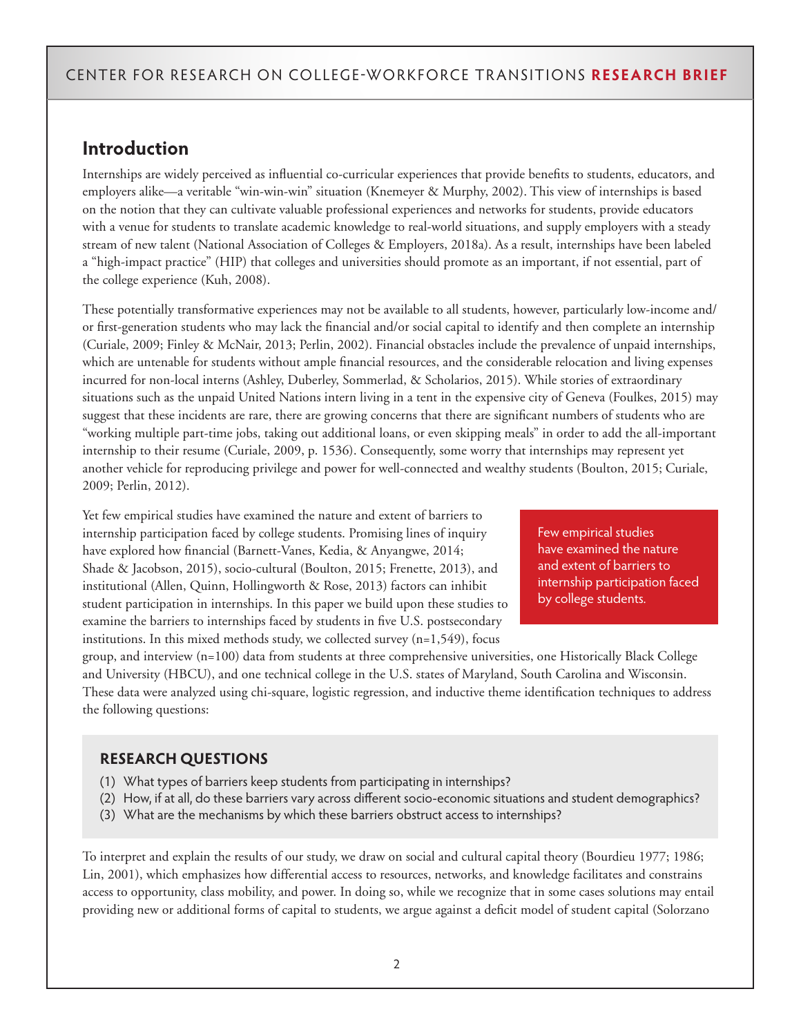## Introduction

Internships are widely perceived as influential co-curricular experiences that provide benefits to students, educators, and employers alike—a veritable "win-win-win" situation (Knemeyer & Murphy, 2002). This view of internships is based on the notion that they can cultivate valuable professional experiences and networks for students, provide educators with a venue for students to translate academic knowledge to real-world situations, and supply employers with a steady stream of new talent (National Association of Colleges & Employers, 2018a). As a result, internships have been labeled a "high-impact practice" (HIP) that colleges and universities should promote as an important, if not essential, part of the college experience (Kuh, 2008).

These potentially transformative experiences may not be available to all students, however, particularly low-income and/or first-generation students who may lack the financial and/or social capital to identify and then complete an internship (Curiale, 2009; Finley & McNair, 2013; Perlin, 2002). Financial obstacles include the prevalence of unpaid internships, which are untenable for students without ample financial resources, and the considerable relocation and living expenses incurred for non-local interns (Ashley, Duberley, Sommerlad, & Scholarios, 2015). While stories of extraordinary situations such as the unpaid United Nations intern living in a tent in the expensive city of Geneva (Foulkes, 2015) may suggest that these incidents are rare, there are growing concerns that there are significant numbers of students who are "working multiple part-time jobs, taking out additional loans, or even skipping meals" in order to add the all-important internship to their resume (Curiale, 2009, p. 1536). Consequently, some worry that internships may represent yet another vehicle for reproducing privilege and power for well-connected and wealthy students (Boulton, 2015; Curiale, 2009; Perlin, 2012).

Yet few empirical studies have examined the nature and extent of barriers to internship participation faced by college students. Promising lines of inquiry have explored how financial (Barnett-Vanes, Kedia, & Anyangwe, 2014; Shade & Jacobson, 2015), socio-cultural (Boulton, 2015; Frenette, 2013), and institutional (Allen, Quinn, Hollingworth & Rose, 2013) factors can inhibit student participation in internships. In this paper we build upon these studies to examine the barriers to internships faced by students in five U.S. postsecondary institutions. In this mixed methods study, we collected survey (n=1,549), focus group, and interview (n=100) data from students at three comprehensive universities, one Historically Black College and University (HBCU), and one technical college in the U.S. states of Maryland, South Carolina and Wisconsin. These data were analyzed using chi-square, logistic regression, and inductive theme identification techniques to address the following questions:

> Few empirical studies have examined the nature and extent of barriers to internship participation faced by college students.

### RESEARCH QUESTIONS

(1) What types of barriers keep students from participating in internships?
(2) How, if at all, do these barriers vary across different socio-economic situations and student demographics?
(3) What are the mechanisms by which these barriers obstruct access to internships?

To interpret and explain the results of our study, we draw on social and cultural capital theory (Bourdieu 1977; 1986; Lin, 2001), which emphasizes how differential access to resources, networks, and knowledge facilitates and constrains access to opportunity, class mobility, and power. In doing so, while we recognize that in some cases solutions may entail providing new or additional forms of capital to students, we argue against a deficit model of student capital (Solorzano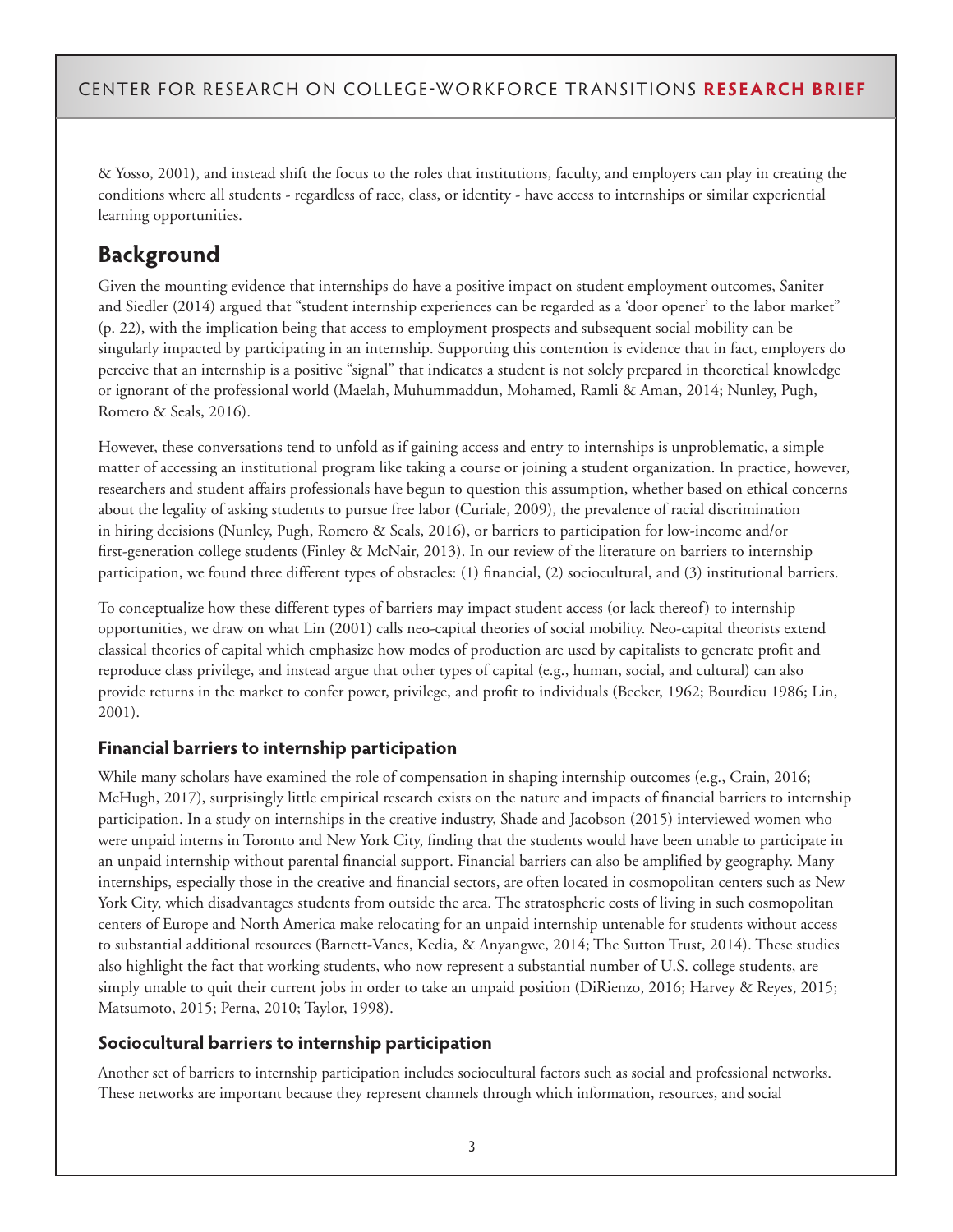& Yosso, 2001), and instead shift the focus to the roles that institutions, faculty, and employers can play in creating the conditions where all students - regardless of race, class, or identity - have access to internships or similar experiential learning opportunities.

## Background

Given the mounting evidence that internships do have a positive impact on student employment outcomes, Saniter and Siedler (2014) argued that "student internship experiences can be regarded as a 'door opener' to the labor market" (p. 22), with the implication being that access to employment prospects and subsequent social mobility can be singularly impacted by participating in an internship. Supporting this contention is evidence that in fact, employers do perceive that an internship is a positive "signal" that indicates a student is not solely prepared in theoretical knowledge or ignorant of the professional world (Maelah, Muhummaddun, Mohamed, Ramli & Aman, 2014; Nunley, Pugh, Romero & Seals, 2016).

However, these conversations tend to unfold as if gaining access and entry to internships is unproblematic, a simple matter of accessing an institutional program like taking a course or joining a student organization. In practice, however, researchers and student affairs professionals have begun to question this assumption, whether based on ethical concerns about the legality of asking students to pursue free labor (Curiale, 2009), the prevalence of racial discrimination in hiring decisions (Nunley, Pugh, Romero & Seals, 2016), or barriers to participation for low-income and/or first-generation college students (Finley & McNair, 2013). In our review of the literature on barriers to internship participation, we found three different types of obstacles: (1) financial, (2) sociocultural, and (3) institutional barriers.

To conceptualize how these different types of barriers may impact student access (or lack thereof) to internship opportunities, we draw on what Lin (2001) calls neo-capital theories of social mobility. Neo-capital theorists extend classical theories of capital which emphasize how modes of production are used by capitalists to generate profit and reproduce class privilege, and instead argue that other types of capital (e.g., human, social, and cultural) can also provide returns in the market to confer power, privilege, and profit to individuals (Becker, 1962; Bourdieu 1986; Lin, 2001).

### Financial barriers to internship participation

While many scholars have examined the role of compensation in shaping internship outcomes (e.g., Crain, 2016; McHugh, 2017), surprisingly little empirical research exists on the nature and impacts of financial barriers to internship participation. In a study on internships in the creative industry, Shade and Jacobson (2015) interviewed women who were unpaid interns in Toronto and New York City, finding that the students would have been unable to participate in an unpaid internship without parental financial support. Financial barriers can also be amplified by geography. Many internships, especially those in the creative and financial sectors, are often located in cosmopolitan centers such as New York City, which disadvantages students from outside the area. The stratospheric costs of living in such cosmopolitan centers of Europe and North America make relocating for an unpaid internship untenable for students without access to substantial additional resources (Barnett-Vanes, Kedia, & Anyangwe, 2014; The Sutton Trust, 2014). These studies also highlight the fact that working students, who now represent a substantial number of U.S. college students, are simply unable to quit their current jobs in order to take an unpaid position (DiRienzo, 2016; Harvey & Reyes, 2015; Matsumoto, 2015; Perna, 2010; Taylor, 1998).

### Sociocultural barriers to internship participation

Another set of barriers to internship participation includes sociocultural factors such as social and professional networks. These networks are important because they represent channels through which information, resources, and social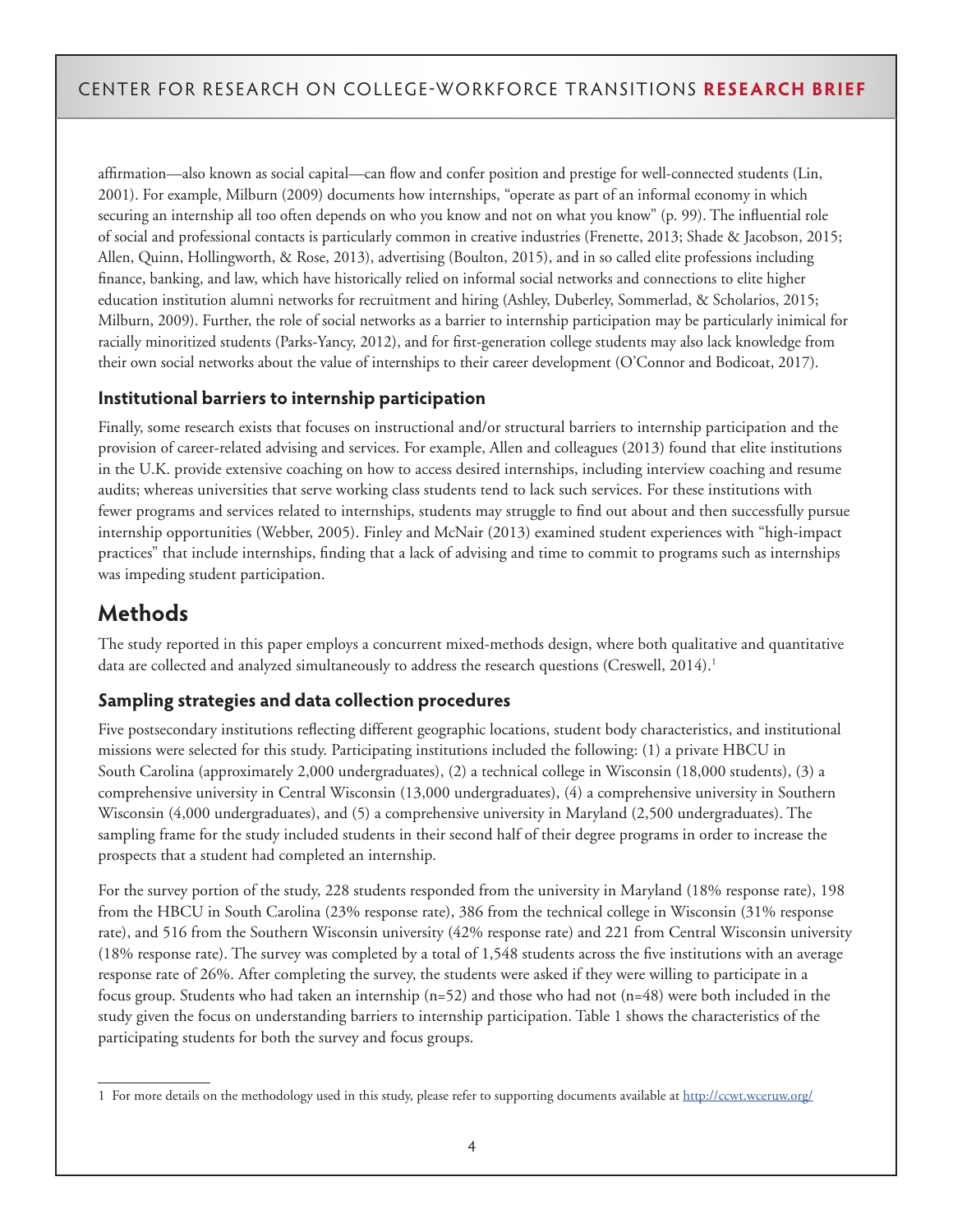affirmation—also known as social capital—can flow and confer position and prestige for well-connected students (Lin, 2001). For example, Milburn (2009) documents how internships, "operate as part of an informal economy in which securing an internship all too often depends on who you know and not on what you know" (p. 99). The influential role of social and professional contacts is particularly common in creative industries (Frenette, 2013; Shade & Jacobson, 2015; Allen, Quinn, Hollingworth, & Rose, 2013), advertising (Boulton, 2015), and in so called elite professions including finance, banking, and law, which have historically relied on informal social networks and connections to elite higher education institution alumni networks for recruitment and hiring (Ashley, Duberley, Sommerlad, & Scholarios, 2015; Milburn, 2009). Further, the role of social networks as a barrier to internship participation may be particularly inimical for racially minoritized students (Parks-Yancy, 2012), and for first-generation college students may also lack knowledge from their own social networks about the value of internships to their career development (O'Connor and Bodicoat, 2017).

### Institutional barriers to internship participation

Finally, some research exists that focuses on instructional and/or structural barriers to internship participation and the provision of career-related advising and services. For example, Allen and colleagues (2013) found that elite institutions in the U.K. provide extensive coaching on how to access desired internships, including interview coaching and resume audits; whereas universities that serve working class students tend to lack such services. For these institutions with fewer programs and services related to internships, students may struggle to find out about and then successfully pursue internship opportunities (Webber, 2005). Finley and McNair (2013) examined student experiences with "high-impact practices" that include internships, finding that a lack of advising and time to commit to programs such as internships was impeding student participation.

## Methods

The study reported in this paper employs a concurrent mixed-methods design, where both qualitative and quantitative data are collected and analyzed simultaneously to address the research questions (Creswell, 2014).[1]

### Sampling strategies and data collection procedures

Five postsecondary institutions reflecting different geographic locations, student body characteristics, and institutional missions were selected for this study. Participating institutions included the following: (1) a private HBCU in South Carolina (approximately 2,000 undergraduates), (2) a technical college in Wisconsin (18,000 students), (3) a comprehensive university in Central Wisconsin (13,000 undergraduates), (4) a comprehensive university in Southern Wisconsin (4,000 undergraduates), and (5) a comprehensive university in Maryland (2,500 undergraduates). The sampling frame for the study included students in their second half of their degree programs in order to increase the prospects that a student had completed an internship.

For the survey portion of the study, 228 students responded from the university in Maryland (18% response rate), 198 from the HBCU in South Carolina (23% response rate), 386 from the technical college in Wisconsin (31% response rate), and 516 from the Southern Wisconsin university (42% response rate) and 221 from Central Wisconsin university (18% response rate). The survey was completed by a total of 1,548 students across the five institutions with an average response rate of 26%. After completing the survey, the students were asked if they were willing to participate in a focus group. Students who had taken an internship (n=52) and those who had not (n=48) were both included in the study given the focus on understanding barriers to internship participation. Table 1 shows the characteristics of the participating students for both the survey and focus groups.

---

1 For more details on the methodology used in this study, please refer to supporting documents available at http://ccwt.wceruw.org/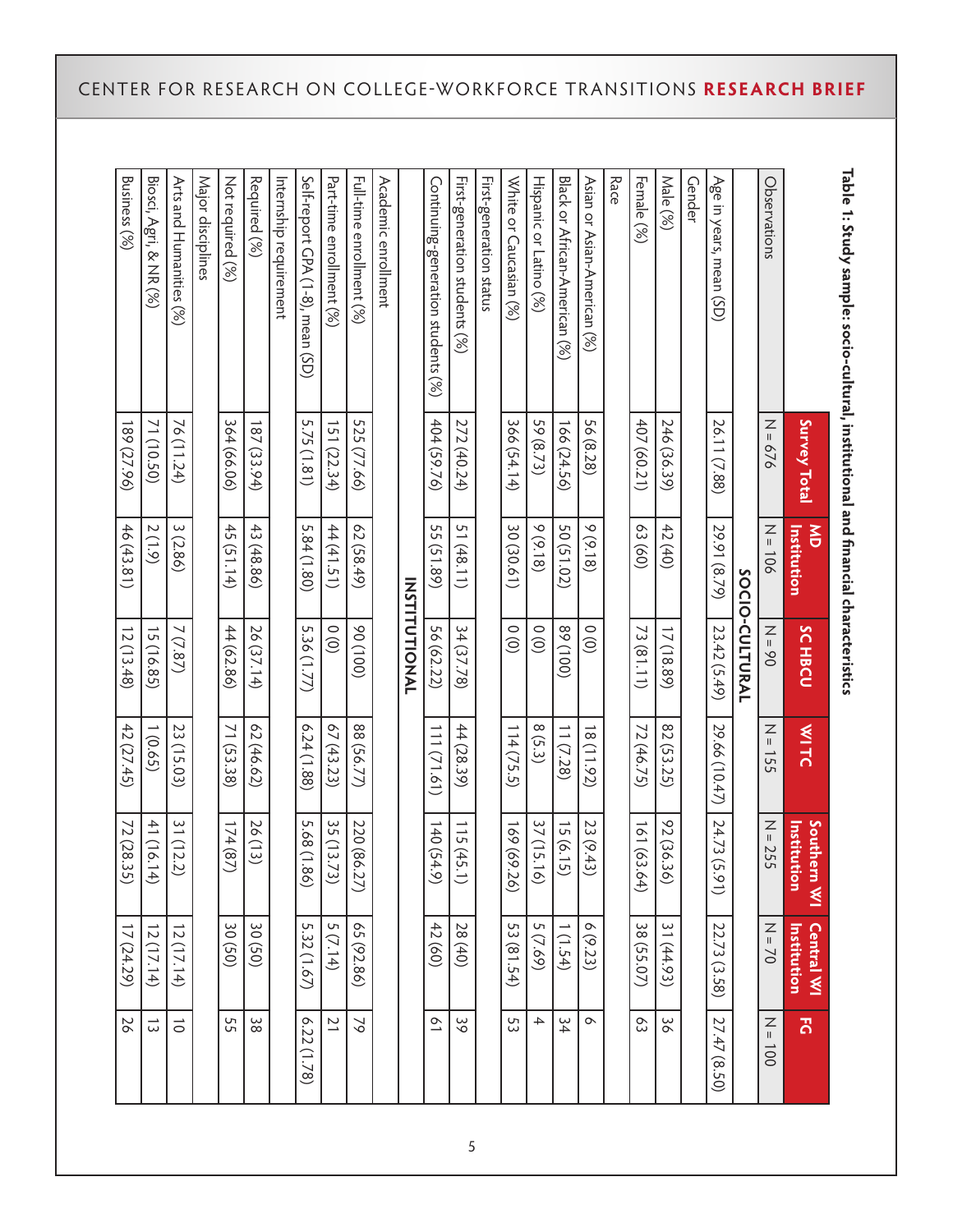**Table 1: Study sample: socio-cultural, institutional and financial characteristics**

| | Survey Total | MD Institution | SC HBCU | WI TC | Southern WI Institution | Central WI Institution | FG |
|---|---|---|---|---|---|---|---|
| Observations | N = 676 | N = 106 | N = 90 | N = 155 | N = 255 | N = 70 | N = 100 |
| **SOCIO-CULTURAL** | | | | | | | |
| Age in years, mean (SD) | 26.11 (7.88) | 29.91 (8.79) | 23.42 (5.49) | 29.66 (10.47) | 24.73 (5.91) | 22.73 (3.58) | 27.47 (8.50) |
| Gender | | | | | | | |
| Male (%) | 246 (36.39) | 42 (40) | 17 (18.89) | 82 (53.25) | 92 (36.36) | 31 (44.93) | 36 |
| Female (%) | 407 (60.21) | 63 (60) | 73 (81.11) | 72 (46.75) | 161 (63.64) | 38 (55.07) | 63 |
| Race | | | | | | | |
| Asian or Asian-American (%) | 56 (8.28) | 9 (9.18) | 0 (0) | 18 (11.92) | 23 (9.43) | 6 (9.23) | 6 |
| Black or African-American (%) | 166 (24.56) | 50 (51.02) | 89 (100) | 11 (7.28) | 15 (6.15) | 1 (1.54) | 34 |
| Hispanic or Latino (%) | 59 (8.73) | 9 (9.18) | 0 (0) | 8 (5.3) | 37 (15.16) | 5 (7.69) | 4 |
| White or Caucasian (%) | 366 (54.14) | 30 (30.61) | 0 (0) | 114 (75.5) | 169 (69.26) | 53 (81.54) | 53 |
| First-generation status | | | | | | | |
| First-generation students (%) | 272 (40.24) | 51 (48.11) | 34 (37.78) | 44 (28.39) | 115 (45.1) | 28 (40) | 39 |
| Continuing-generation students (%) | 404 (59.76) | 55 (51.89) | 56 (62.22) | 111 (71.61) | 140 (54.9) | 42 (60) | 61 |
| **INSTITUTIONAL** | | | | | | | |
| Academic enrollment | | | | | | | |
| Full-time enrollment (%) | 525 (77.66) | 62 (58.49) | 90 (100) | 88 (56.77) | 220 (86.27) | 65 (92.86) | 79 |
| Part-time enrollment (%) | 151 (22.34) | 44 (41.51) | 0 (0) | 67 (43.23) | 35 (13.73) | 5 (7.14) | 21 |
| Self-report GPA (1-8), mean (SD) | 5.75 (1.81) | 5.84 (1.80) | 5.36 (1.77) | 6.24 (1.88) | 5.68 (1.86) | 5.32 (1.67) | 6.22 (1.78) |
| Internship requirement | | | | | | | |
| Required (%) | 187 (33.94) | 43 (48.86) | 26 (37.14) | 62 (46.62) | 26 (13) | 30 (50) | 38 |
| Not required (%) | 364 (66.06) | 45 (51.14) | 44 (62.86) | 71 (53.38) | 174 (87) | 30 (50) | 55 |
| Major disciplines | | | | | | | |
| Arts and Humanities (%) | 76 (11.24) | 3 (2.86) | 7 (7.87) | 23 (15.03) | 31 (12.2) | 12 (17.14) | 10 |
| Biosci, Agri, & NR (%) | 71 (10.50) | 2 (1.9) | 15 (16.85) | 1 (0.65) | 41 (16.14) | 12 (17.14) | 13 |
| Business (%) | 189 (27.96) | 46 (43.81) | 12 (13.48) | 42 (27.45) | 72 (28.35) | 17 (24.29) | 26 |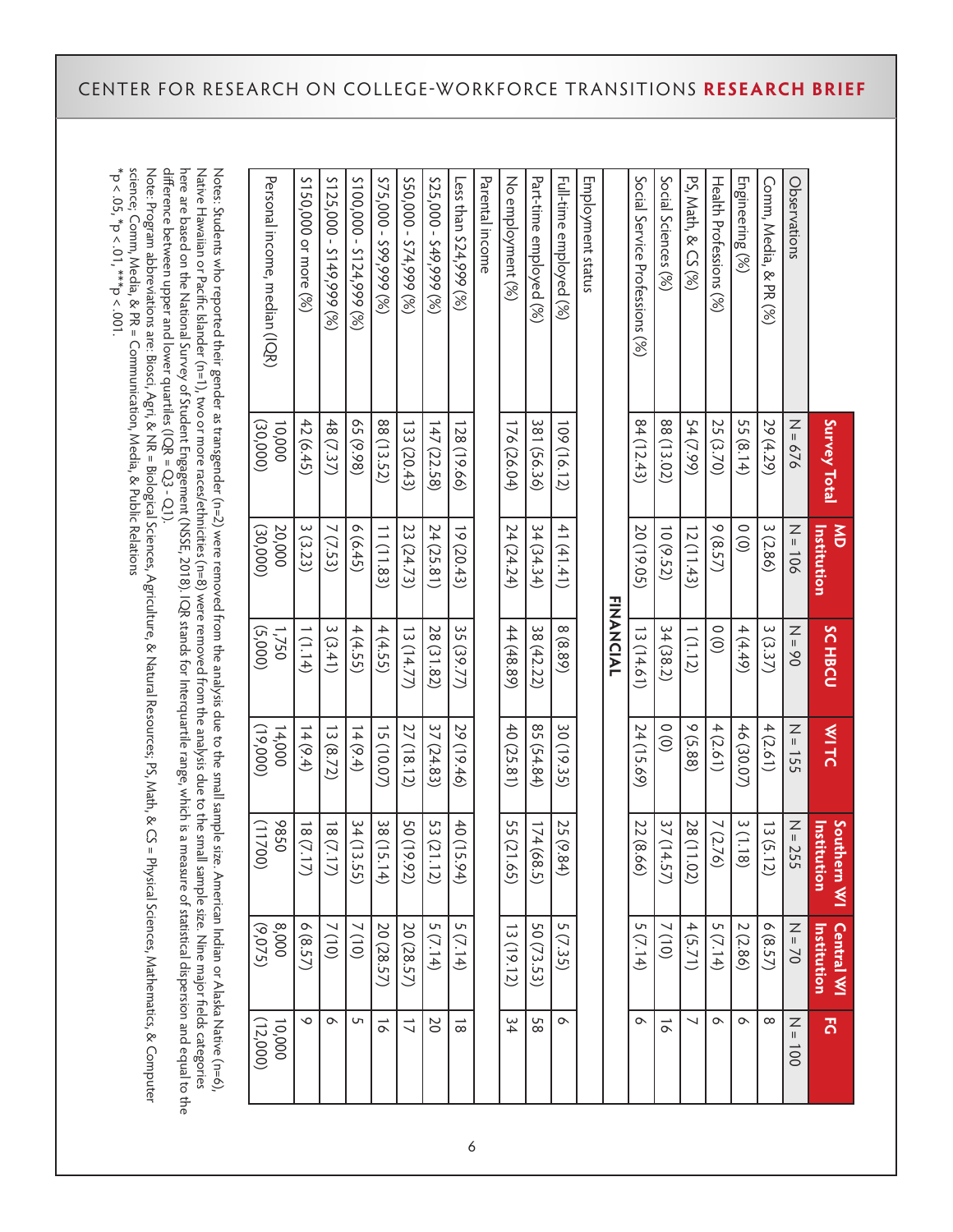| | Survey Total | MD Institution | SC HBCU | WI TC | Southern WI Institution | Central WI Institution | FG |
|---|---|---|---|---|---|---|---|
| Observations | N = 676 | N = 106 | N = 90 | N = 155 | N = 255 | N = 70 | N = 100 |
| Comm, Media, & PR (%) | 29 (4.29) | 3 (2.86) | 3 (3.37) | 4 (2.61) | 13 (5.12) | 6 (8.57) | 8 |
| Engineering (%) | 55 (8.14) | 0 (0) | 4 (4.49) | 46 (30.07) | 3 (1.18) | 2 (2.86) | 6 |
| Health Professions (%) | 25 (3.70) | 9 (8.57) | 0 (0) | 4 (2.61) | 7 (2.76) | 5 (7.14) | 6 |
| PS, Math, & CS (%) | 54 (7.99) | 12 (11.43) | 1 (1.12) | 9 (5.88) | 28 (11.02) | 4 (5.71) | 7 |
| Social Sciences (%) | 88 (13.02) | 10 (9.52) | 34 (38.2) | 0 (0) | 37 (14.57) | 7 (10) | 16 |
| Social Service Professions (%) | 84 (12.43) | 20 (19.05) | 13 (14.61) | 24 (15.69) | 22 (8.66) | 5 (7.14) | 6 |
| **FINANCIAL** | | | | | | | |
| Employment status | | | | | | | |
| Full-time employed (%) | 109 (16.12) | 41 (41.41) | 8 (8.89) | 30 (19.35) | 25 (9.84) | 5 (7.35) | 6 |
| Part-time employed (%) | 381 (56.36) | 34 (34.34) | 38 (42.22) | 85 (54.84) | 174 (68.5) | 50 (73.53) | 58 |
| No employment (%) | 176 (26.04) | 24 (24.24) | 44 (48.89) | 40 (25.81) | 55 (21.65) | 13 (19.12) | 34 |
| Parental income | | | | | | | |
| Less than $24,999 (%) | 128 (19.66) | 19 (20.43) | 35 (39.77) | 29 (19.46) | 40 (15.94) | 5 (7.14) | 18 |
| $25,000 - $49,999 (%) | 147 (22.58) | 24 (25.81) | 28 (31.82) | 37 (24.83) | 53 (21.12) | 5 (7.14) | 20 |
| $50,000 - $74,999 (%) | 133 (20.43) | 23 (24.73) | 13 (14.77) | 27 (18.12) | 50 (19.92) | 20 (28.57) | 17 |
| $75,000 - $99,999 (%) | 88 (13.52) | 11 (11.83) | 4 (4.55) | 15 (10.07) | 38 (15.14) | 20 (28.57) | 16 |
| $100,000 - $124,999 (%) | 65 (9.98) | 6 (6.45) | 4 (4.55) | 14 (9.4) | 34 (13.55) | 7 (10) | 5 |
| $125,000 - $149,999 (%) | 48 (7.37) | 7 (7.53) | 3 (3.41) | 13 (8.72) | 18 (7.17) | 7 (10) | 6 |
| $150,000 or more (%) | 42 (6.45) | 3 (3.23) | 1 (1.14) | 14 (9.4) | 18 (7.17) | 6 (8.57) | 9 |
| Personal income, median (IQR) | 10,000 (30,000) | 20,000 (30,000) | 1,750 (5,000) | 14,000 (19,000) | 9850 (11700) | 8,000 (9,075) | 10,000 (12,000) |

Notes: Students who reported their gender as transgender (n=2) were removed from the analysis due to the small sample size. American Indian or Alaska Native (n=6), Native Hawaiian or Pacific Islander (n=1), two or more races/ethnicities (n=8) were removed from the analysis due to the small sample size. Nine major fields categories here are based on the National Survey of Student Engagement (NSSE, 2018). IQR stands for Interquartile range, which is a measure of statistical dispersion and equal to the difference between upper and lower quartiles (IQR = Q3 - Q1).

Note: Program abbreviations are: Biosci, Agri, & NR = Biological Sciences, Agriculture, & Natural Resources; PS, Math, & CS = Physical Sciences, Mathematics, & Computer science; Comm, Media, & PR = Communication, Media, & Public Relations

*p < .05, **p < .01, ***p < .001.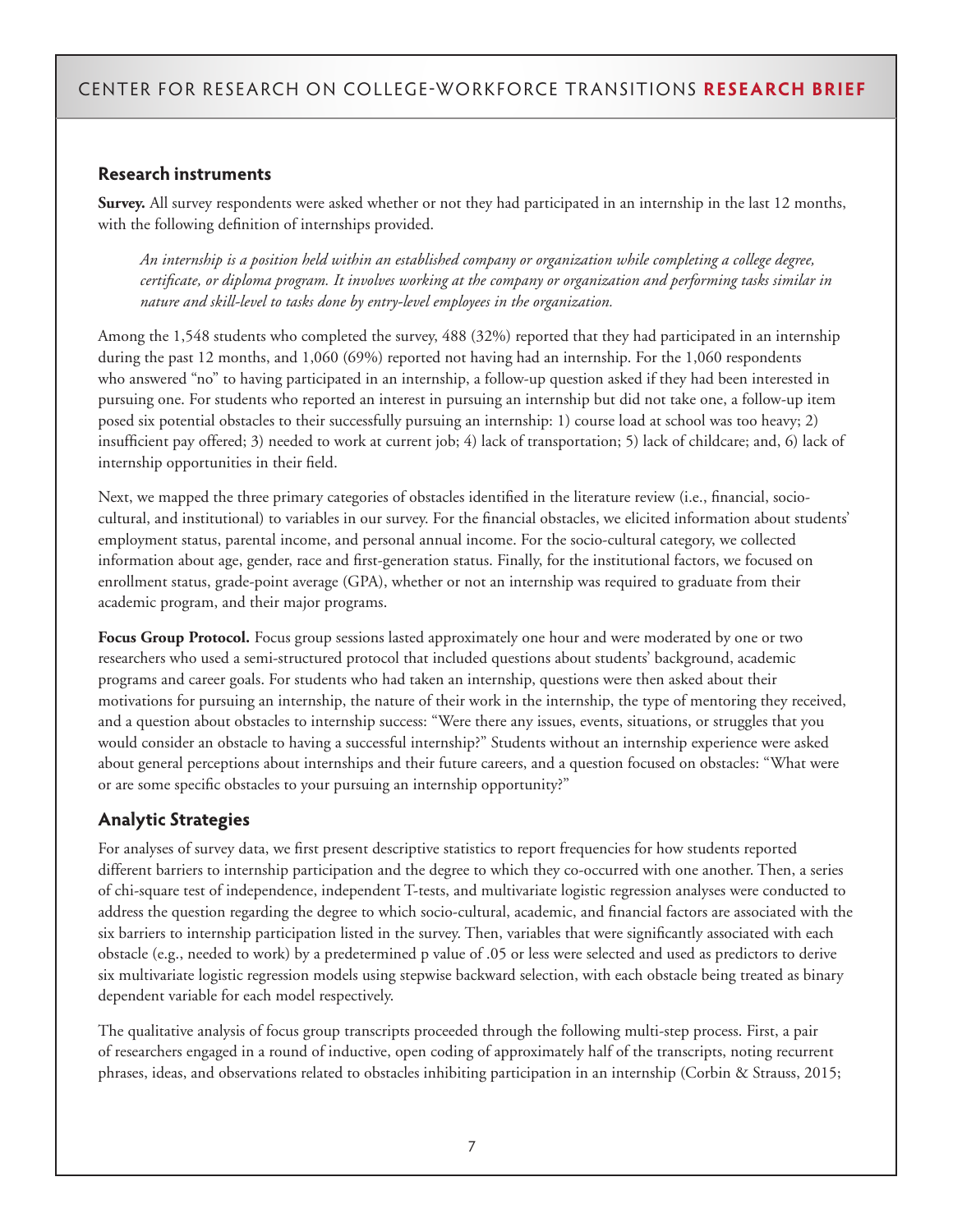## Research instruments

**Survey.** All survey respondents were asked whether or not they had participated in an internship in the last 12 months, with the following definition of internships provided.

> *An internship is a position held within an established company or organization while completing a college degree, certificate, or diploma program. It involves working at the company or organization and performing tasks similar in nature and skill-level to tasks done by entry-level employees in the organization.*

Among the 1,548 students who completed the survey, 488 (32%) reported that they had participated in an internship during the past 12 months, and 1,060 (69%) reported not having had an internship. For the 1,060 respondents who answered "no" to having participated in an internship, a follow-up question asked if they had been interested in pursuing one. For students who reported an interest in pursuing an internship but did not take one, a follow-up item posed six potential obstacles to their successfully pursuing an internship: 1) course load at school was too heavy; 2) insufficient pay offered; 3) needed to work at current job; 4) lack of transportation; 5) lack of childcare; and, 6) lack of internship opportunities in their field.

Next, we mapped the three primary categories of obstacles identified in the literature review (i.e., financial, socio-cultural, and institutional) to variables in our survey. For the financial obstacles, we elicited information about students' employment status, parental income, and personal annual income. For the socio-cultural category, we collected information about age, gender, race and first-generation status. Finally, for the institutional factors, we focused on enrollment status, grade-point average (GPA), whether or not an internship was required to graduate from their academic program, and their major programs.

**Focus Group Protocol.** Focus group sessions lasted approximately one hour and were moderated by one or two researchers who used a semi-structured protocol that included questions about students' background, academic programs and career goals. For students who had taken an internship, questions were then asked about their motivations for pursuing an internship, the nature of their work in the internship, the type of mentoring they received, and a question about obstacles to internship success: "Were there any issues, events, situations, or struggles that you would consider an obstacle to having a successful internship?" Students without an internship experience were asked about general perceptions about internships and their future careers, and a question focused on obstacles: "What were or are some specific obstacles to your pursuing an internship opportunity?"

## Analytic Strategies

For analyses of survey data, we first present descriptive statistics to report frequencies for how students reported different barriers to internship participation and the degree to which they co-occurred with one another. Then, a series of chi-square test of independence, independent T-tests, and multivariate logistic regression analyses were conducted to address the question regarding the degree to which socio-cultural, academic, and financial factors are associated with the six barriers to internship participation listed in the survey. Then, variables that were significantly associated with each obstacle (e.g., needed to work) by a predetermined p value of .05 or less were selected and used as predictors to derive six multivariate logistic regression models using stepwise backward selection, with each obstacle being treated as binary dependent variable for each model respectively.

The qualitative analysis of focus group transcripts proceeded through the following multi-step process. First, a pair of researchers engaged in a round of inductive, open coding of approximately half of the transcripts, noting recurrent phrases, ideas, and observations related to obstacles inhibiting participation in an internship (Corbin & Strauss, 2015;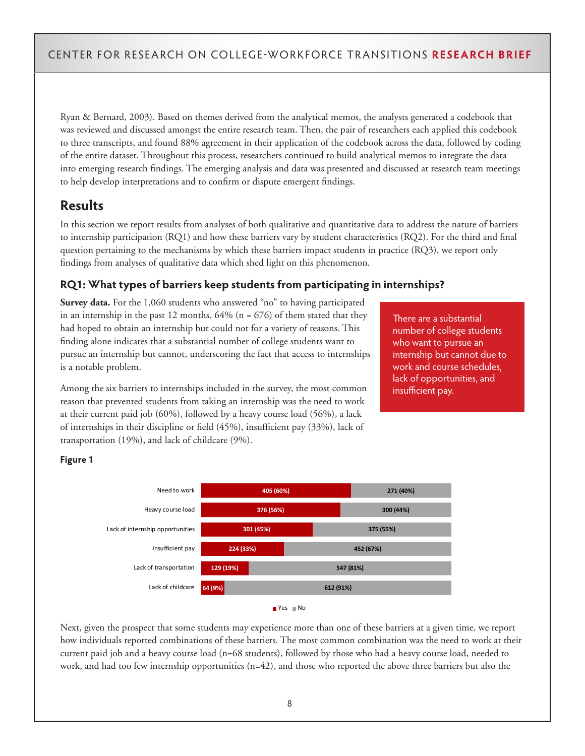Ryan & Bernard, 2003). Based on themes derived from the analytical memos, the analysts generated a codebook that was reviewed and discussed amongst the entire research team. Then, the pair of researchers each applied this codebook to three transcripts, and found 88% agreement in their application of the codebook across the data, followed by coding of the entire dataset. Throughout this process, researchers continued to build analytical memos to integrate the data into emerging research findings. The emerging analysis and data was presented and discussed at research team meetings to help develop interpretations and to confirm or dispute emergent findings.

## Results

In this section we report results from analyses of both qualitative and quantitative data to address the nature of barriers to internship participation (RQ1) and how these barriers vary by student characteristics (RQ2). For the third and final question pertaining to the mechanisms by which these barriers impact students in practice (RQ3), we report only findings from analyses of qualitative data which shed light on this phenomenon.

### RQ1: What types of barriers keep students from participating in internships?

**Survey data.** For the 1,060 students who answered "no" to having participated in an internship in the past 12 months, 64% (n = 676) of them stated that they had hoped to obtain an internship but could not for a variety of reasons. This finding alone indicates that a substantial number of college students want to pursue an internship but cannot, underscoring the fact that access to internships is a notable problem.

> There are a substantial number of college students who want to pursue an internship but cannot due to work and course schedules, lack of opportunities, and insufficient pay.

Among the six barriers to internships included in the survey, the most common reason that prevented students from taking an internship was the need to work at their current paid job (60%), followed by a heavy course load (56%), a lack of internships in their discipline or field (45%), insufficient pay (33%), lack of transportation (19%), and lack of childcare (9%).

**Figure 1**

| Barrier | Yes | No |
|---|---|---|
| Need to work | 405 (60%) | 271 (40%) |
| Heavy course load | 376 (56%) | 300 (44%) |
| Lack of internship opportunities | 301 (45%) | 375 (55%) |
| Insufficient pay | 224 (33%) | 452 (67%) |
| Lack of transportation | 129 (19%) | 547 (81%) |
| Lack of childcare | 64 (9%) | 612 (91%) |

Next, given the prospect that some students may experience more than one of these barriers at a given time, we report how individuals reported combinations of these barriers. The most common combination was the need to work at their current paid job and a heavy course load (n=68 students), followed by those who had a heavy course load, needed to work, and had too few internship opportunities (n=42), and those who reported the above three barriers but also the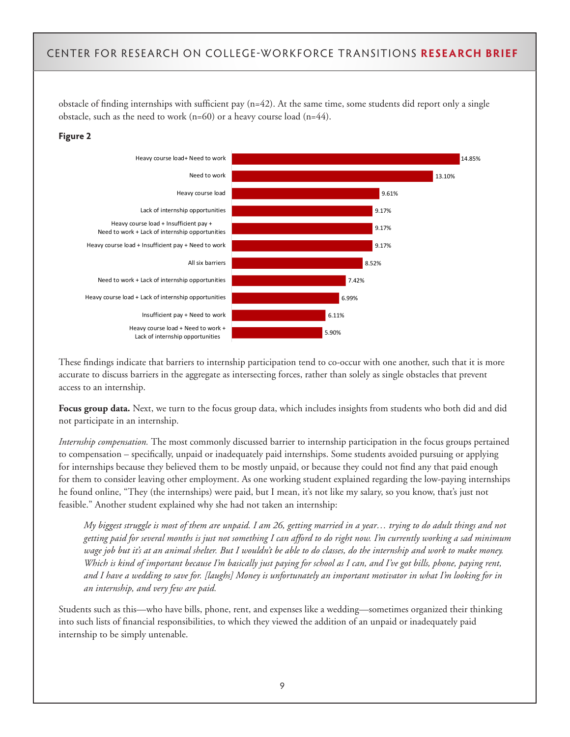obstacle of finding internships with sufficient pay (n=42). At the same time, some students did report only a single obstacle, such as the need to work (n=60) or a heavy course load (n=44).

**Figure 2**

| Barrier combination | Percentage |
|---|---|
| Heavy course load+ Need to work | 14.85% |
| Need to work | 13.10% |
| Heavy course load | 9.61% |
| Lack of internship opportunities | 9.17% |
| Heavy course load + Insufficient pay + Need to work + Lack of internship opportunities | 9.17% |
| Heavy course load + Insufficient pay + Need to work | 9.17% |
| All six barriers | 8.52% |
| Need to work + Lack of internship opportunities | 7.42% |
| Heavy course load + Lack of internship opportunities | 6.99% |
| Insufficient pay + Need to work | 6.11% |
| Heavy course load + Need to work + Lack of internship opportunities | 5.90% |

These findings indicate that barriers to internship participation tend to co-occur with one another, such that it is more accurate to discuss barriers in the aggregate as intersecting forces, rather than solely as single obstacles that prevent access to an internship.

**Focus group data.** Next, we turn to the focus group data, which includes insights from students who both did and did not participate in an internship.

*Internship compensation.* The most commonly discussed barrier to internship participation in the focus groups pertained to compensation – specifically, unpaid or inadequately paid internships. Some students avoided pursuing or applying for internships because they believed them to be mostly unpaid, or because they could not find any that paid enough for them to consider leaving other employment. As one working student explained regarding the low-paying internships he found online, "They (the internships) were paid, but I mean, it's not like my salary, so you know, that's just not feasible." Another student explained why she had not taken an internship:

> *My biggest struggle is most of them are unpaid. I am 26, getting married in a year… trying to do adult things and not getting paid for several months is just not something I can afford to do right now. I'm currently working a sad minimum wage job but it's at an animal shelter. But I wouldn't be able to do classes, do the internship and work to make money. Which is kind of important because I'm basically just paying for school as I can, and I've got bills, phone, paying rent, and I have a wedding to save for. [laughs] Money is unfortunately an important motivator in what I'm looking for in an internship, and very few are paid.*

Students such as this—who have bills, phone, rent, and expenses like a wedding—sometimes organized their thinking into such lists of financial responsibilities, to which they viewed the addition of an unpaid or inadequately paid internship to be simply untenable.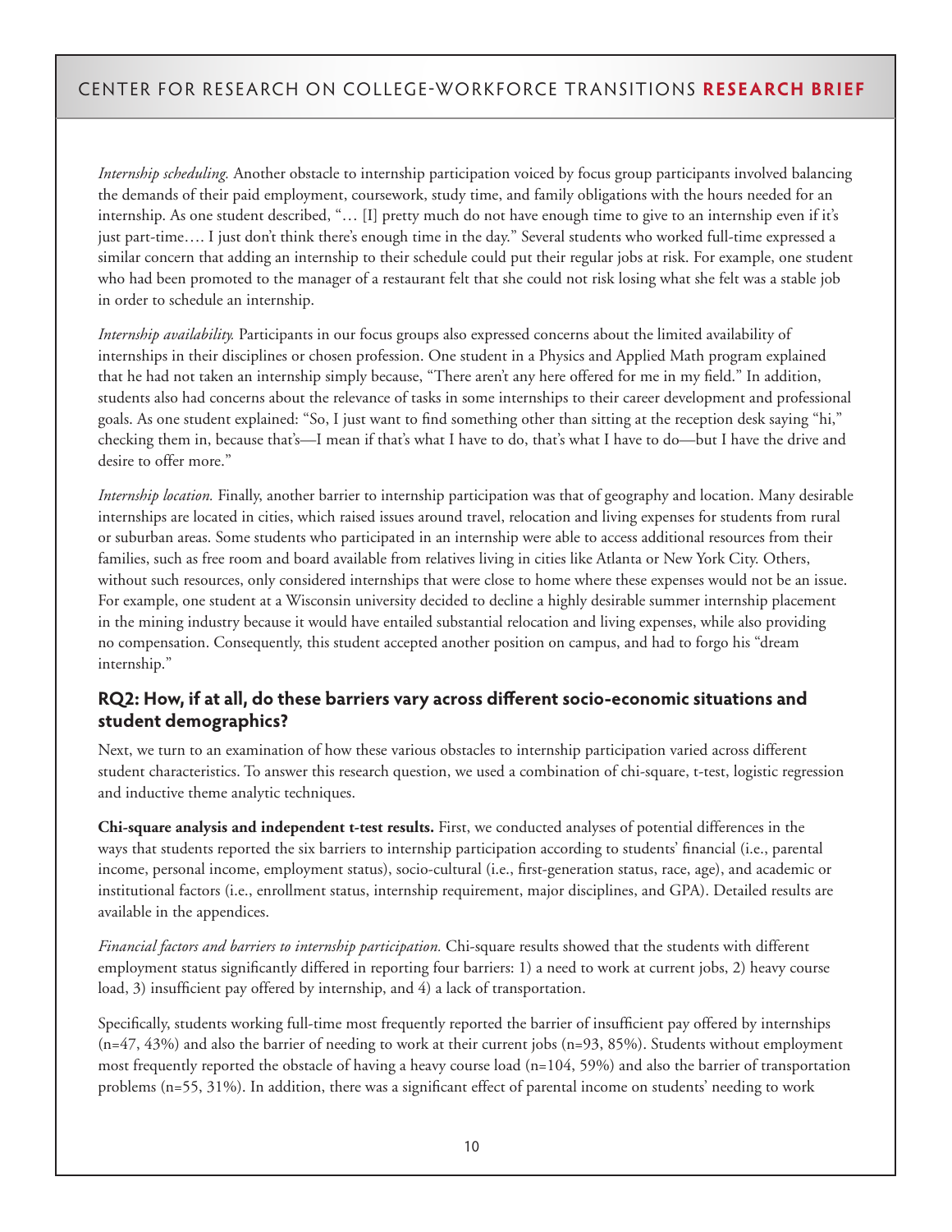*Internship scheduling.* Another obstacle to internship participation voiced by focus group participants involved balancing the demands of their paid employment, coursework, study time, and family obligations with the hours needed for an internship. As one student described, "… [I] pretty much do not have enough time to give to an internship even if it's just part-time…. I just don't think there's enough time in the day." Several students who worked full-time expressed a similar concern that adding an internship to their schedule could put their regular jobs at risk. For example, one student who had been promoted to the manager of a restaurant felt that she could not risk losing what she felt was a stable job in order to schedule an internship.

*Internship availability.* Participants in our focus groups also expressed concerns about the limited availability of internships in their disciplines or chosen profession. One student in a Physics and Applied Math program explained that he had not taken an internship simply because, "There aren't any here offered for me in my field." In addition, students also had concerns about the relevance of tasks in some internships to their career development and professional goals. As one student explained: "So, I just want to find something other than sitting at the reception desk saying "hi," checking them in, because that's—I mean if that's what I have to do, that's what I have to do—but I have the drive and desire to offer more."

*Internship location.* Finally, another barrier to internship participation was that of geography and location. Many desirable internships are located in cities, which raised issues around travel, relocation and living expenses for students from rural or suburban areas. Some students who participated in an internship were able to access additional resources from their families, such as free room and board available from relatives living in cities like Atlanta or New York City. Others, without such resources, only considered internships that were close to home where these expenses would not be an issue. For example, one student at a Wisconsin university decided to decline a highly desirable summer internship placement in the mining industry because it would have entailed substantial relocation and living expenses, while also providing no compensation. Consequently, this student accepted another position on campus, and had to forgo his "dream internship."

### RQ2: How, if at all, do these barriers vary across different socio-economic situations and student demographics?

Next, we turn to an examination of how these various obstacles to internship participation varied across different student characteristics. To answer this research question, we used a combination of chi-square, t-test, logistic regression and inductive theme analytic techniques.

**Chi-square analysis and independent t-test results.** First, we conducted analyses of potential differences in the ways that students reported the six barriers to internship participation according to students' financial (i.e., parental income, personal income, employment status), socio-cultural (i.e., first-generation status, race, age), and academic or institutional factors (i.e., enrollment status, internship requirement, major disciplines, and GPA). Detailed results are available in the appendices.

*Financial factors and barriers to internship participation.* Chi-square results showed that the students with different employment status significantly differed in reporting four barriers: 1) a need to work at current jobs, 2) heavy course load, 3) insufficient pay offered by internship, and 4) a lack of transportation.

Specifically, students working full-time most frequently reported the barrier of insufficient pay offered by internships (n=47, 43%) and also the barrier of needing to work at their current jobs (n=93, 85%). Students without employment most frequently reported the obstacle of having a heavy course load (n=104, 59%) and also the barrier of transportation problems (n=55, 31%). In addition, there was a significant effect of parental income on students' needing to work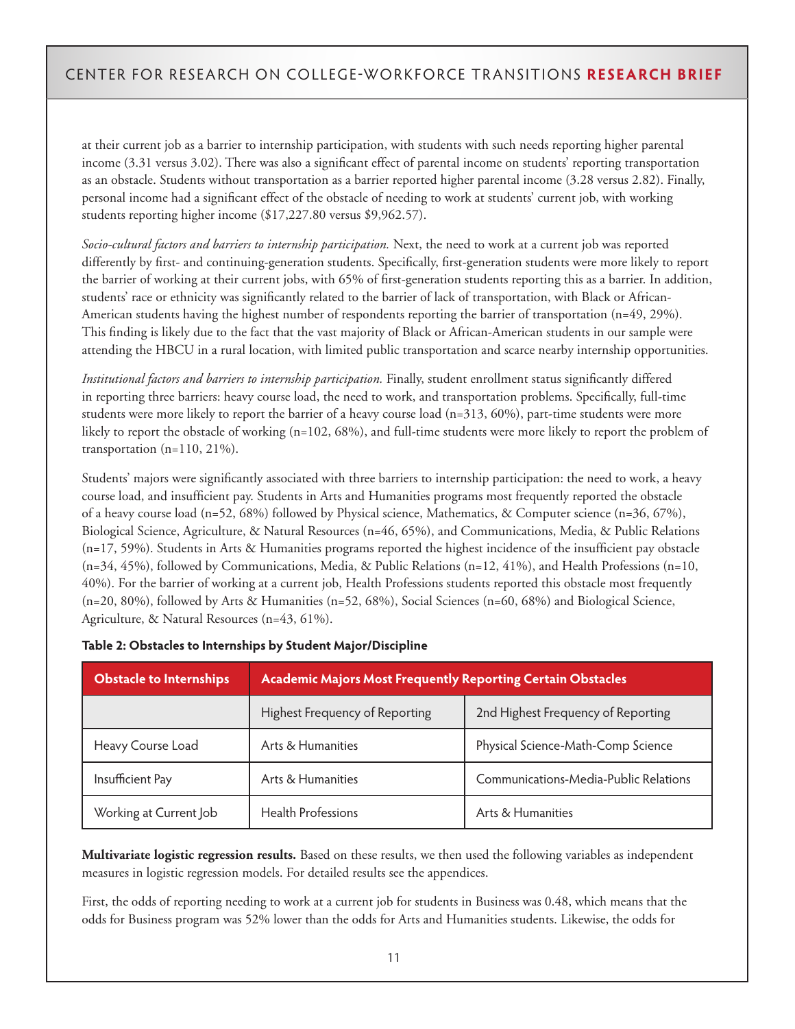at their current job as a barrier to internship participation, with students with such needs reporting higher parental income (3.31 versus 3.02). There was also a significant effect of parental income on students' reporting transportation as an obstacle. Students without transportation as a barrier reported higher parental income (3.28 versus 2.82). Finally, personal income had a significant effect of the obstacle of needing to work at students' current job, with working students reporting higher income ($17,227.80 versus $9,962.57).

*Socio-cultural factors and barriers to internship participation.* Next, the need to work at a current job was reported differently by first- and continuing-generation students. Specifically, first-generation students were more likely to report the barrier of working at their current jobs, with 65% of first-generation students reporting this as a barrier. In addition, students' race or ethnicity was significantly related to the barrier of lack of transportation, with Black or African-American students having the highest number of respondents reporting the barrier of transportation (n=49, 29%). This finding is likely due to the fact that the vast majority of Black or African-American students in our sample were attending the HBCU in a rural location, with limited public transportation and scarce nearby internship opportunities.

*Institutional factors and barriers to internship participation.* Finally, student enrollment status significantly differed in reporting three barriers: heavy course load, the need to work, and transportation problems. Specifically, full-time students were more likely to report the barrier of a heavy course load (n=313, 60%), part-time students were more likely to report the obstacle of working (n=102, 68%), and full-time students were more likely to report the problem of transportation (n=110, 21%).

Students' majors were significantly associated with three barriers to internship participation: the need to work, a heavy course load, and insufficient pay. Students in Arts and Humanities programs most frequently reported the obstacle of a heavy course load (n=52, 68%) followed by Physical science, Mathematics, & Computer science (n=36, 67%), Biological Science, Agriculture, & Natural Resources (n=46, 65%), and Communications, Media, & Public Relations (n=17, 59%). Students in Arts & Humanities programs reported the highest incidence of the insufficient pay obstacle (n=34, 45%), followed by Communications, Media, & Public Relations (n=12, 41%), and Health Professions (n=10, 40%). For the barrier of working at a current job, Health Professions students reported this obstacle most frequently (n=20, 80%), followed by Arts & Humanities (n=52, 68%), Social Sciences (n=60, 68%) and Biological Science, Agriculture, & Natural Resources (n=43, 61%).

**Table 2: Obstacles to Internships by Student Major/Discipline**

| Obstacle to Internships | Academic Majors Most Frequently Reporting Certain Obstacles | |
|---|---|---|
| | Highest Frequency of Reporting | 2nd Highest Frequency of Reporting |
| Heavy Course Load | Arts & Humanities | Physical Science-Math-Comp Science |
| Insufficient Pay | Arts & Humanities | Communications-Media-Public Relations |
| Working at Current Job | Health Professions | Arts & Humanities |

**Multivariate logistic regression results.** Based on these results, we then used the following variables as independent measures in logistic regression models. For detailed results see the appendices.

First, the odds of reporting needing to work at a current job for students in Business was 0.48, which means that the odds for Business program was 52% lower than the odds for Arts and Humanities students. Likewise, the odds for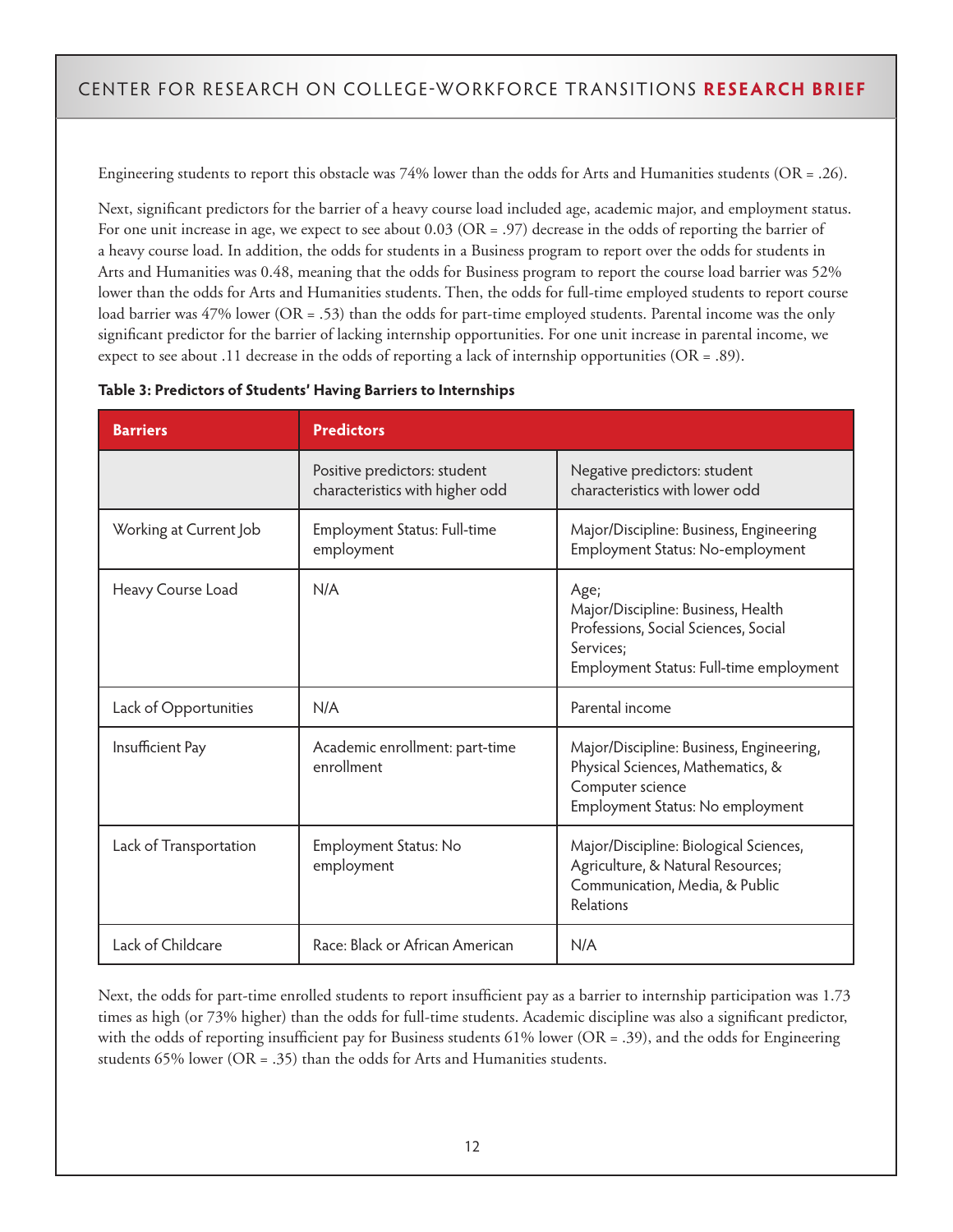Engineering students to report this obstacle was 74% lower than the odds for Arts and Humanities students (OR = .26).

Next, significant predictors for the barrier of a heavy course load included age, academic major, and employment status. For one unit increase in age, we expect to see about 0.03 (OR = .97) decrease in the odds of reporting the barrier of a heavy course load. In addition, the odds for students in a Business program to report over the odds for students in Arts and Humanities was 0.48, meaning that the odds for Business program to report the course load barrier was 52% lower than the odds for Arts and Humanities students. Then, the odds for full-time employed students to report course load barrier was 47% lower (OR = .53) than the odds for part-time employed students. Parental income was the only significant predictor for the barrier of lacking internship opportunities. For one unit increase in parental income, we expect to see about .11 decrease in the odds of reporting a lack of internship opportunities (OR = .89).

**Table 3: Predictors of Students' Having Barriers to Internships**

| Barriers | Predictors | |
|---|---|---|
| | Positive predictors: student characteristics with higher odd | Negative predictors: student characteristics with lower odd |
| Working at Current Job | Employment Status: Full-time employment | Major/Discipline: Business, Engineering<br>Employment Status: No-employment |
| Heavy Course Load | N/A | Age;<br>Major/Discipline: Business, Health Professions, Social Sciences, Social Services;<br>Employment Status: Full-time employment |
| Lack of Opportunities | N/A | Parental income |
| Insufficient Pay | Academic enrollment: part-time enrollment | Major/Discipline: Business, Engineering, Physical Sciences, Mathematics, & Computer science<br>Employment Status: No employment |
| Lack of Transportation | Employment Status: No employment | Major/Discipline: Biological Sciences, Agriculture, & Natural Resources; Communication, Media, & Public Relations |
| Lack of Childcare | Race: Black or African American | N/A |

Next, the odds for part-time enrolled students to report insufficient pay as a barrier to internship participation was 1.73 times as high (or 73% higher) than the odds for full-time students. Academic discipline was also a significant predictor, with the odds of reporting insufficient pay for Business students 61% lower (OR = .39), and the odds for Engineering students 65% lower (OR = .35) than the odds for Arts and Humanities students.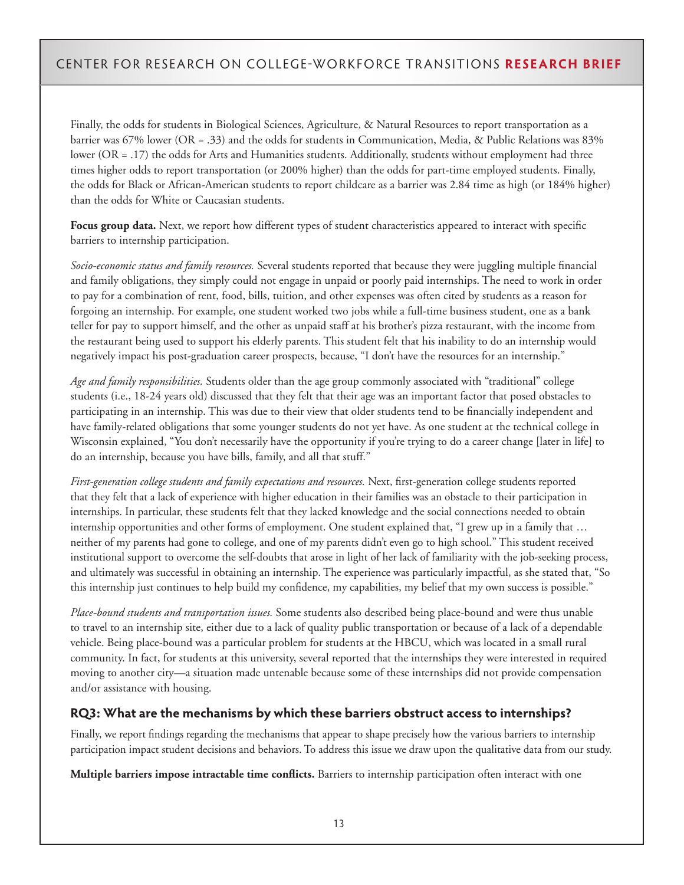Finally, the odds for students in Biological Sciences, Agriculture, & Natural Resources to report transportation as a barrier was 67% lower (OR = .33) and the odds for students in Communication, Media, & Public Relations was 83% lower (OR = .17) the odds for Arts and Humanities students. Additionally, students without employment had three times higher odds to report transportation (or 200% higher) than the odds for part-time employed students. Finally, the odds for Black or African-American students to report childcare as a barrier was 2.84 time as high (or 184% higher) than the odds for White or Caucasian students.

**Focus group data.** Next, we report how different types of student characteristics appeared to interact with specific barriers to internship participation.

*Socio-economic status and family resources.* Several students reported that because they were juggling multiple financial and family obligations, they simply could not engage in unpaid or poorly paid internships. The need to work in order to pay for a combination of rent, food, bills, tuition, and other expenses was often cited by students as a reason for forgoing an internship. For example, one student worked two jobs while a full-time business student, one as a bank teller for pay to support himself, and the other as unpaid staff at his brother's pizza restaurant, with the income from the restaurant being used to support his elderly parents. This student felt that his inability to do an internship would negatively impact his post-graduation career prospects, because, "I don't have the resources for an internship."

*Age and family responsibilities.* Students older than the age group commonly associated with "traditional" college students (i.e., 18-24 years old) discussed that they felt that their age was an important factor that posed obstacles to participating in an internship. This was due to their view that older students tend to be financially independent and have family-related obligations that some younger students do not yet have. As one student at the technical college in Wisconsin explained, "You don't necessarily have the opportunity if you're trying to do a career change [later in life] to do an internship, because you have bills, family, and all that stuff."

*First-generation college students and family expectations and resources.* Next, first-generation college students reported that they felt that a lack of experience with higher education in their families was an obstacle to their participation in internships. In particular, these students felt that they lacked knowledge and the social connections needed to obtain internship opportunities and other forms of employment. One student explained that, "I grew up in a family that … neither of my parents had gone to college, and one of my parents didn't even go to high school." This student received institutional support to overcome the self-doubts that arose in light of her lack of familiarity with the job-seeking process, and ultimately was successful in obtaining an internship. The experience was particularly impactful, as she stated that, "So this internship just continues to help build my confidence, my capabilities, my belief that my own success is possible."

*Place-bound students and transportation issues.* Some students also described being place-bound and were thus unable to travel to an internship site, either due to a lack of quality public transportation or because of a lack of a dependable vehicle. Being place-bound was a particular problem for students at the HBCU, which was located in a small rural community. In fact, for students at this university, several reported that the internships they were interested in required moving to another city—a situation made untenable because some of these internships did not provide compensation and/or assistance with housing.

## RQ3: What are the mechanisms by which these barriers obstruct access to internships?

Finally, we report findings regarding the mechanisms that appear to shape precisely how the various barriers to internship participation impact student decisions and behaviors. To address this issue we draw upon the qualitative data from our study.

**Multiple barriers impose intractable time conflicts.** Barriers to internship participation often interact with one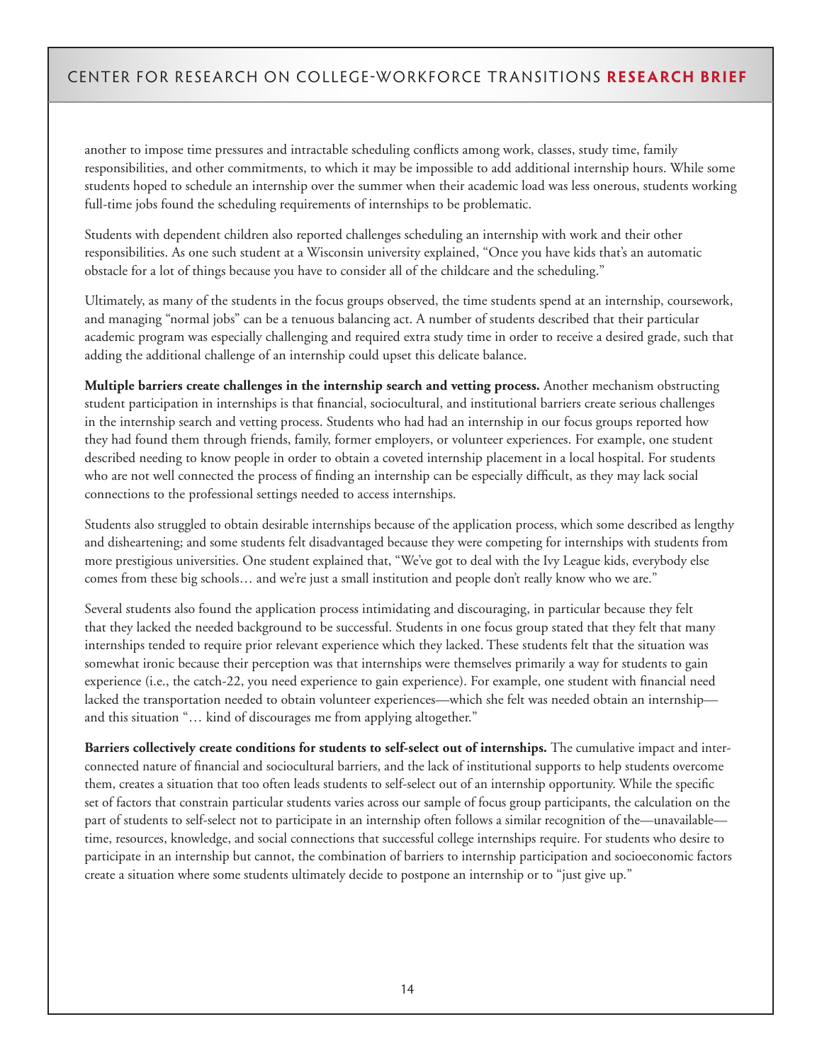another to impose time pressures and intractable scheduling conflicts among work, classes, study time, family responsibilities, and other commitments, to which it may be impossible to add additional internship hours. While some students hoped to schedule an internship over the summer when their academic load was less onerous, students working full-time jobs found the scheduling requirements of internships to be problematic.

Students with dependent children also reported challenges scheduling an internship with work and their other responsibilities. As one such student at a Wisconsin university explained, "Once you have kids that's an automatic obstacle for a lot of things because you have to consider all of the childcare and the scheduling."

Ultimately, as many of the students in the focus groups observed, the time students spend at an internship, coursework, and managing "normal jobs" can be a tenuous balancing act. A number of students described that their particular academic program was especially challenging and required extra study time in order to receive a desired grade, such that adding the additional challenge of an internship could upset this delicate balance.

**Multiple barriers create challenges in the internship search and vetting process.** Another mechanism obstructing student participation in internships is that financial, sociocultural, and institutional barriers create serious challenges in the internship search and vetting process. Students who had had an internship in our focus groups reported how they had found them through friends, family, former employers, or volunteer experiences. For example, one student described needing to know people in order to obtain a coveted internship placement in a local hospital. For students who are not well connected the process of finding an internship can be especially difficult, as they may lack social connections to the professional settings needed to access internships.

Students also struggled to obtain desirable internships because of the application process, which some described as lengthy and disheartening; and some students felt disadvantaged because they were competing for internships with students from more prestigious universities. One student explained that, "We've got to deal with the Ivy League kids, everybody else comes from these big schools… and we're just a small institution and people don't really know who we are."

Several students also found the application process intimidating and discouraging, in particular because they felt that they lacked the needed background to be successful. Students in one focus group stated that they felt that many internships tended to require prior relevant experience which they lacked. These students felt that the situation was somewhat ironic because their perception was that internships were themselves primarily a way for students to gain experience (i.e., the catch-22, you need experience to gain experience). For example, one student with financial need lacked the transportation needed to obtain volunteer experiences—which she felt was needed obtain an internship—and this situation "… kind of discourages me from applying altogether."

**Barriers collectively create conditions for students to self-select out of internships.** The cumulative impact and inter-connected nature of financial and sociocultural barriers, and the lack of institutional supports to help students overcome them, creates a situation that too often leads students to self-select out of an internship opportunity. While the specific set of factors that constrain particular students varies across our sample of focus group participants, the calculation on the part of students to self-select not to participate in an internship often follows a similar recognition of the—unavailable—time, resources, knowledge, and social connections that successful college internships require. For students who desire to participate in an internship but cannot, the combination of barriers to internship participation and socioeconomic factors create a situation where some students ultimately decide to postpone an internship or to "just give up."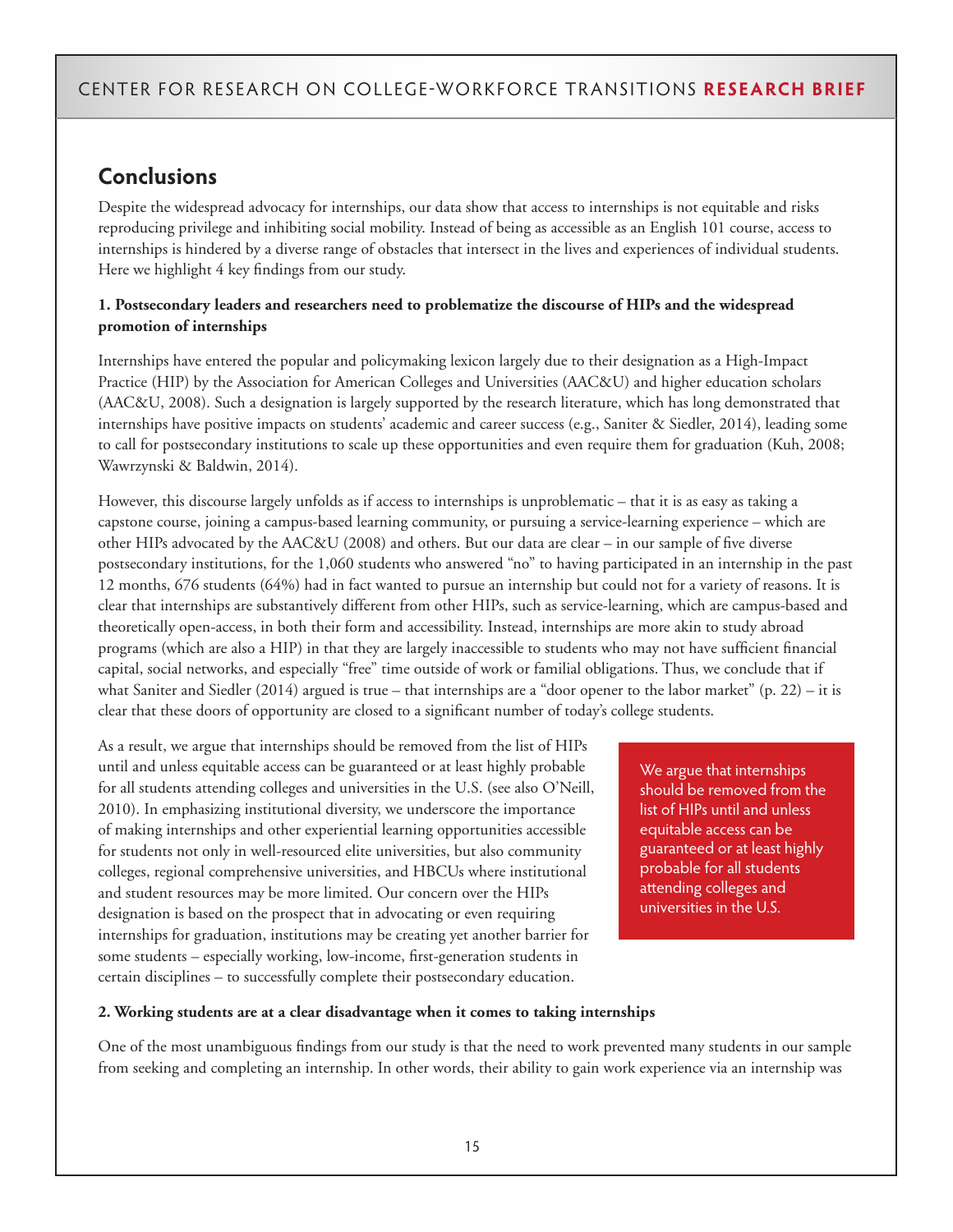## Conclusions

Despite the widespread advocacy for internships, our data show that access to internships is not equitable and risks reproducing privilege and inhibiting social mobility. Instead of being as accessible as an English 101 course, access to internships is hindered by a diverse range of obstacles that intersect in the lives and experiences of individual students. Here we highlight 4 key findings from our study.

**1. Postsecondary leaders and researchers need to problematize the discourse of HIPs and the widespread promotion of internships**

Internships have entered the popular and policymaking lexicon largely due to their designation as a High-Impact Practice (HIP) by the Association for American Colleges and Universities (AAC&U) and higher education scholars (AAC&U, 2008). Such a designation is largely supported by the research literature, which has long demonstrated that internships have positive impacts on students' academic and career success (e.g., Saniter & Siedler, 2014), leading some to call for postsecondary institutions to scale up these opportunities and even require them for graduation (Kuh, 2008; Wawrzynski & Baldwin, 2014).

However, this discourse largely unfolds as if access to internships is unproblematic – that it is as easy as taking a capstone course, joining a campus-based learning community, or pursuing a service-learning experience – which are other HIPs advocated by the AAC&U (2008) and others. But our data are clear – in our sample of five diverse postsecondary institutions, for the 1,060 students who answered "no" to having participated in an internship in the past 12 months, 676 students (64%) had in fact wanted to pursue an internship but could not for a variety of reasons. It is clear that internships are substantively different from other HIPs, such as service-learning, which are campus-based and theoretically open-access, in both their form and accessibility. Instead, internships are more akin to study abroad programs (which are also a HIP) in that they are largely inaccessible to students who may not have sufficient financial capital, social networks, and especially "free" time outside of work or familial obligations. Thus, we conclude that if what Saniter and Siedler (2014) argued is true – that internships are a "door opener to the labor market" (p. 22) – it is clear that these doors of opportunity are closed to a significant number of today's college students.

As a result, we argue that internships should be removed from the list of HIPs until and unless equitable access can be guaranteed or at least highly probable for all students attending colleges and universities in the U.S. (see also O'Neill, 2010). In emphasizing institutional diversity, we underscore the importance of making internships and other experiential learning opportunities accessible for students not only in well-resourced elite universities, but also community colleges, regional comprehensive universities, and HBCUs where institutional and student resources may be more limited. Our concern over the HIPs designation is based on the prospect that in advocating or even requiring internships for graduation, institutions may be creating yet another barrier for some students – especially working, low-income, first-generation students in certain disciplines – to successfully complete their postsecondary education.

> We argue that internships should be removed from the list of HIPs until and unless equitable access can be guaranteed or at least highly probable for all students attending colleges and universities in the U.S.

**2. Working students are at a clear disadvantage when it comes to taking internships**

One of the most unambiguous findings from our study is that the need to work prevented many students in our sample from seeking and completing an internship. In other words, their ability to gain work experience via an internship was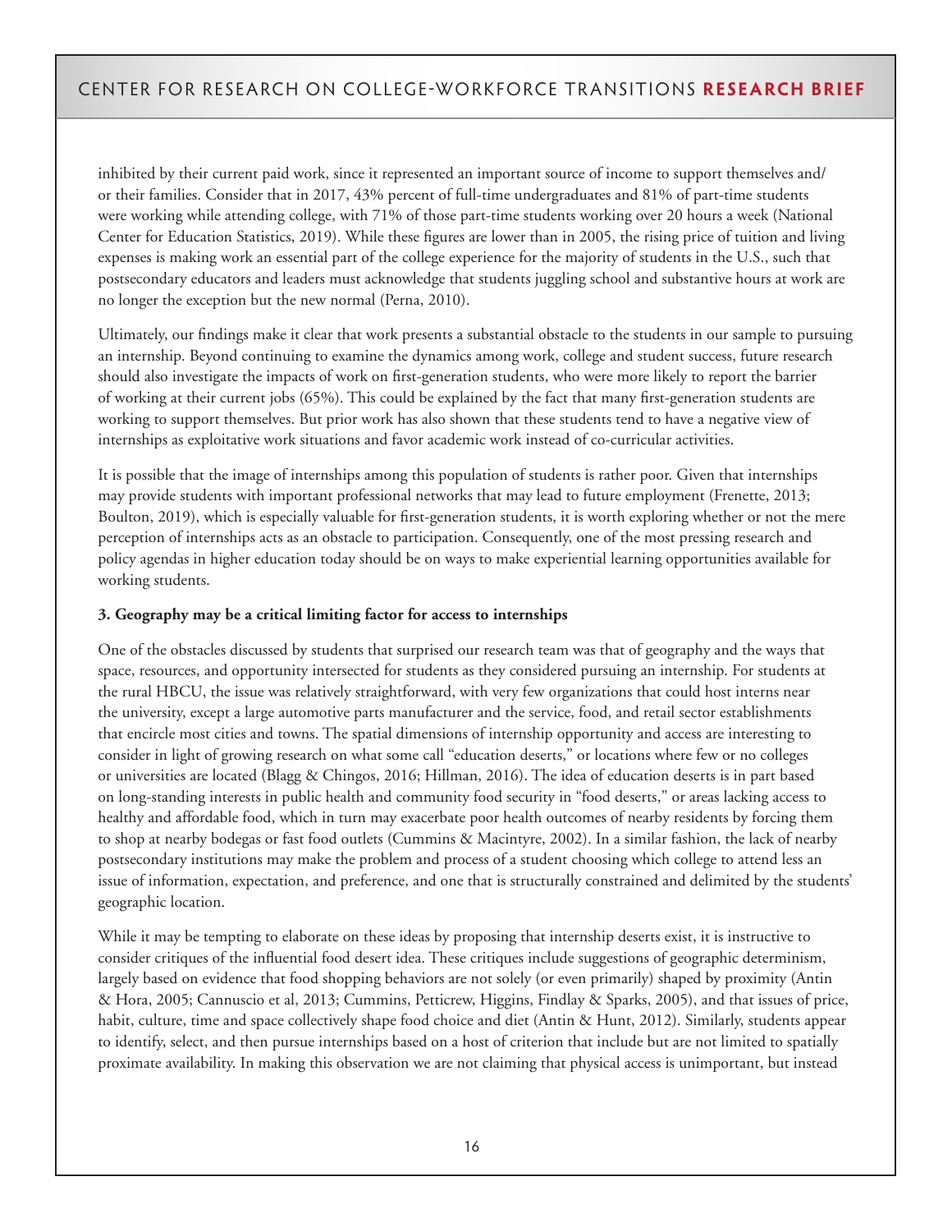inhibited by their current paid work, since it represented an important source of income to support themselves and/or their families. Consider that in 2017, 43% percent of full-time undergraduates and 81% of part-time students were working while attending college, with 71% of those part-time students working over 20 hours a week (National Center for Education Statistics, 2019). While these figures are lower than in 2005, the rising price of tuition and living expenses is making work an essential part of the college experience for the majority of students in the U.S., such that postsecondary educators and leaders must acknowledge that students juggling school and substantive hours at work are no longer the exception but the new normal (Perna, 2010).

Ultimately, our findings make it clear that work presents a substantial obstacle to the students in our sample to pursuing an internship. Beyond continuing to examine the dynamics among work, college and student success, future research should also investigate the impacts of work on first-generation students, who were more likely to report the barrier of working at their current jobs (65%). This could be explained by the fact that many first-generation students are working to support themselves. But prior work has also shown that these students tend to have a negative view of internships as exploitative work situations and favor academic work instead of co-curricular activities.

It is possible that the image of internships among this population of students is rather poor. Given that internships may provide students with important professional networks that may lead to future employment (Frenette, 2013; Boulton, 2019), which is especially valuable for first-generation students, it is worth exploring whether or not the mere perception of internships acts as an obstacle to participation. Consequently, one of the most pressing research and policy agendas in higher education today should be on ways to make experiential learning opportunities available for working students.

**3. Geography may be a critical limiting factor for access to internships**

One of the obstacles discussed by students that surprised our research team was that of geography and the ways that space, resources, and opportunity intersected for students as they considered pursuing an internship. For students at the rural HBCU, the issue was relatively straightforward, with very few organizations that could host interns near the university, except a large automotive parts manufacturer and the service, food, and retail sector establishments that encircle most cities and towns. The spatial dimensions of internship opportunity and access are interesting to consider in light of growing research on what some call "education deserts," or locations where few or no colleges or universities are located (Blagg & Chingos, 2016; Hillman, 2016). The idea of education deserts is in part based on long-standing interests in public health and community food security in "food deserts," or areas lacking access to healthy and affordable food, which in turn may exacerbate poor health outcomes of nearby residents by forcing them to shop at nearby bodegas or fast food outlets (Cummins & Macintyre, 2002). In a similar fashion, the lack of nearby postsecondary institutions may make the problem and process of a student choosing which college to attend less an issue of information, expectation, and preference, and one that is structurally constrained and delimited by the students' geographic location.

While it may be tempting to elaborate on these ideas by proposing that internship deserts exist, it is instructive to consider critiques of the influential food desert idea. These critiques include suggestions of geographic determinism, largely based on evidence that food shopping behaviors are not solely (or even primarily) shaped by proximity (Antin & Hora, 2005; Cannuscio et al, 2013; Cummins, Petticrew, Higgins, Findlay & Sparks, 2005), and that issues of price, habit, culture, time and space collectively shape food choice and diet (Antin & Hunt, 2012). Similarly, students appear to identify, select, and then pursue internships based on a host of criterion that include but are not limited to spatially proximate availability. In making this observation we are not claiming that physical access is unimportant, but instead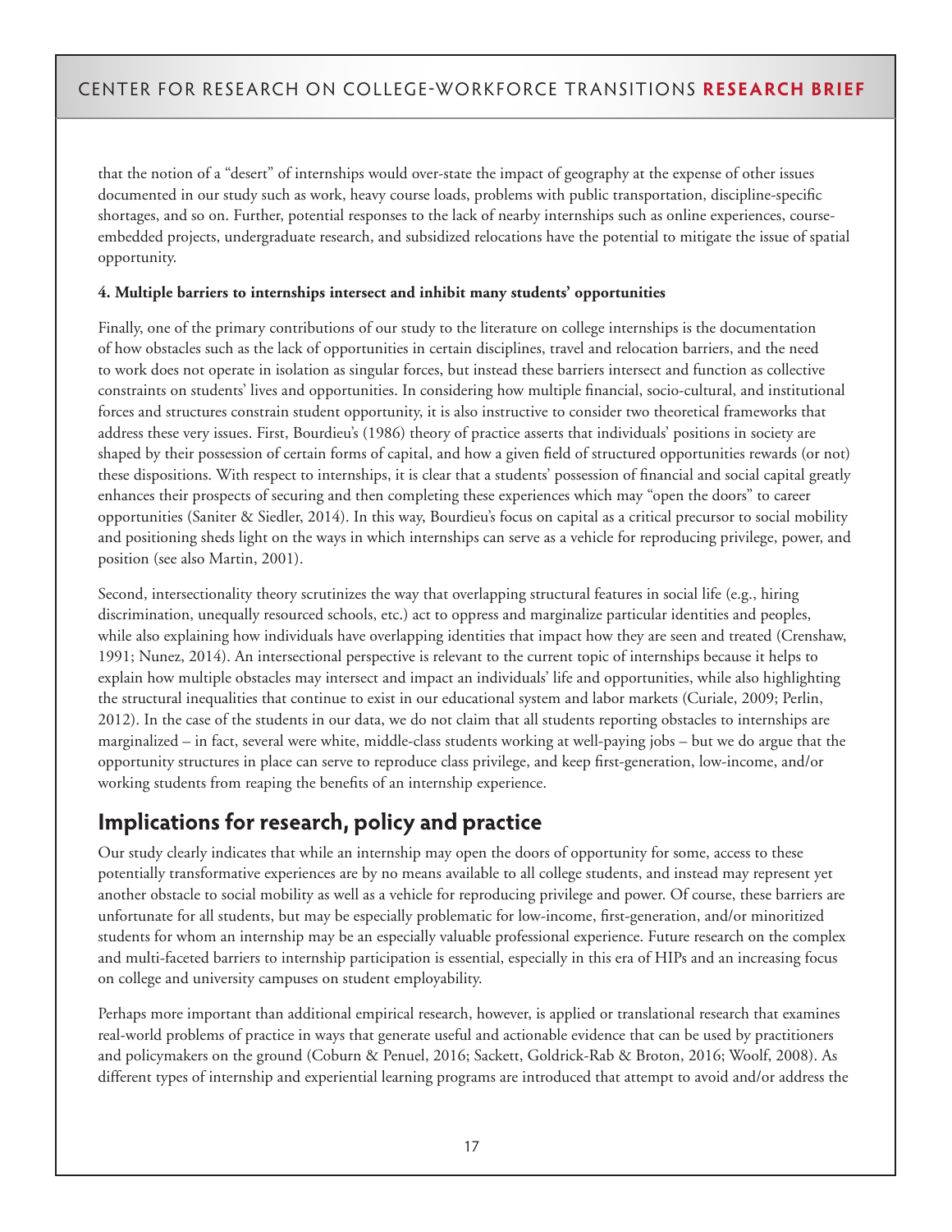that the notion of a "desert" of internships would over-state the impact of geography at the expense of other issues documented in our study such as work, heavy course loads, problems with public transportation, discipline-specific shortages, and so on. Further, potential responses to the lack of nearby internships such as online experiences, course-embedded projects, undergraduate research, and subsidized relocations have the potential to mitigate the issue of spatial opportunity.

**4. Multiple barriers to internships intersect and inhibit many students' opportunities**

Finally, one of the primary contributions of our study to the literature on college internships is the documentation of how obstacles such as the lack of opportunities in certain disciplines, travel and relocation barriers, and the need to work does not operate in isolation as singular forces, but instead these barriers intersect and function as collective constraints on students' lives and opportunities. In considering how multiple financial, socio-cultural, and institutional forces and structures constrain student opportunity, it is also instructive to consider two theoretical frameworks that address these very issues. First, Bourdieu's (1986) theory of practice asserts that individuals' positions in society are shaped by their possession of certain forms of capital, and how a given field of structured opportunities rewards (or not) these dispositions. With respect to internships, it is clear that a students' possession of financial and social capital greatly enhances their prospects of securing and then completing these experiences which may "open the doors" to career opportunities (Saniter & Siedler, 2014). In this way, Bourdieu's focus on capital as a critical precursor to social mobility and positioning sheds light on the ways in which internships can serve as a vehicle for reproducing privilege, power, and position (see also Martin, 2001).

Second, intersectionality theory scrutinizes the way that overlapping structural features in social life (e.g., hiring discrimination, unequally resourced schools, etc.) act to oppress and marginalize particular identities and peoples, while also explaining how individuals have overlapping identities that impact how they are seen and treated (Crenshaw, 1991; Nunez, 2014). An intersectional perspective is relevant to the current topic of internships because it helps to explain how multiple obstacles may intersect and impact an individuals' life and opportunities, while also highlighting the structural inequalities that continue to exist in our educational system and labor markets (Curiale, 2009; Perlin, 2012). In the case of the students in our data, we do not claim that all students reporting obstacles to internships are marginalized – in fact, several were white, middle-class students working at well-paying jobs – but we do argue that the opportunity structures in place can serve to reproduce class privilege, and keep first-generation, low-income, and/or working students from reaping the benefits of an internship experience.

## Implications for research, policy and practice

Our study clearly indicates that while an internship may open the doors of opportunity for some, access to these potentially transformative experiences are by no means available to all college students, and instead may represent yet another obstacle to social mobility as well as a vehicle for reproducing privilege and power. Of course, these barriers are unfortunate for all students, but may be especially problematic for low-income, first-generation, and/or minoritized students for whom an internship may be an especially valuable professional experience. Future research on the complex and multi-faceted barriers to internship participation is essential, especially in this era of HIPs and an increasing focus on college and university campuses on student employability.

Perhaps more important than additional empirical research, however, is applied or translational research that examines real-world problems of practice in ways that generate useful and actionable evidence that can be used by practitioners and policymakers on the ground (Coburn & Penuel, 2016; Sackett, Goldrick-Rab & Broton, 2016; Woolf, 2008). As different types of internship and experiential learning programs are introduced that attempt to avoid and/or address the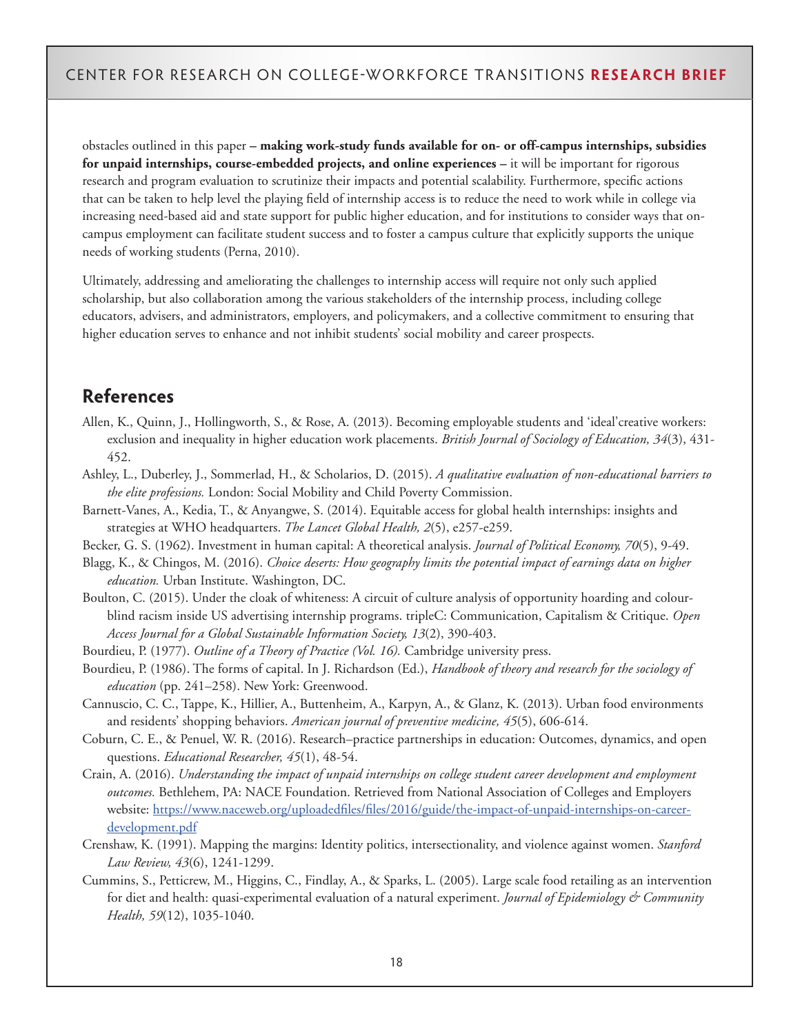obstacles outlined in this paper – **making work-study funds available for on- or off-campus internships, subsidies for unpaid internships, course-embedded projects, and online experiences** – it will be important for rigorous research and program evaluation to scrutinize their impacts and potential scalability. Furthermore, specific actions that can be taken to help level the playing field of internship access is to reduce the need to work while in college via increasing need-based aid and state support for public higher education, and for institutions to consider ways that on-campus employment can facilitate student success and to foster a campus culture that explicitly supports the unique needs of working students (Perna, 2010).

Ultimately, addressing and ameliorating the challenges to internship access will require not only such applied scholarship, but also collaboration among the various stakeholders of the internship process, including college educators, advisers, and administrators, employers, and policymakers, and a collective commitment to ensuring that higher education serves to enhance and not inhibit students' social mobility and career prospects.

## References

Allen, K., Quinn, J., Hollingworth, S., & Rose, A. (2013). Becoming employable students and 'ideal'creative workers: exclusion and inequality in higher education work placements. *British Journal of Sociology of Education, 34*(3), 431-452.

Ashley, L., Duberley, J., Sommerlad, H., & Scholarios, D. (2015). *A qualitative evaluation of non-educational barriers to the elite professions.* London: Social Mobility and Child Poverty Commission.

Barnett-Vanes, A., Kedia, T., & Anyangwe, S. (2014). Equitable access for global health internships: insights and strategies at WHO headquarters. *The Lancet Global Health, 2*(5), e257-e259.

Becker, G. S. (1962). Investment in human capital: A theoretical analysis. *Journal of Political Economy, 70*(5), 9-49.

Blagg, K., & Chingos, M. (2016). *Choice deserts: How geography limits the potential impact of earnings data on higher education.* Urban Institute. Washington, DC.

Boulton, C. (2015). Under the cloak of whiteness: A circuit of culture analysis of opportunity hoarding and colour-blind racism inside US advertising internship programs. tripleC: Communication, Capitalism & Critique. *Open Access Journal for a Global Sustainable Information Society, 13*(2), 390-403.

Bourdieu, P. (1977). *Outline of a Theory of Practice (Vol. 16).* Cambridge university press.

Bourdieu, P. (1986). The forms of capital. In J. Richardson (Ed.), *Handbook of theory and research for the sociology of education* (pp. 241–258). New York: Greenwood.

Cannuscio, C. C., Tappe, K., Hillier, A., Buttenheim, A., Karpyn, A., & Glanz, K. (2013). Urban food environments and residents' shopping behaviors. *American journal of preventive medicine, 45*(5), 606-614.

Coburn, C. E., & Penuel, W. R. (2016). Research–practice partnerships in education: Outcomes, dynamics, and open questions. *Educational Researcher, 45*(1), 48-54.

Crain, A. (2016). *Understanding the impact of unpaid internships on college student career development and employment outcomes.* Bethlehem, PA: NACE Foundation. Retrieved from National Association of Colleges and Employers website: https://www.naceweb.org/uploadedfiles/files/2016/guide/the-impact-of-unpaid-internships-on-career-development.pdf

Crenshaw, K. (1991). Mapping the margins: Identity politics, intersectionality, and violence against women. *Stanford Law Review, 43*(6), 1241-1299.

Cummins, S., Petticrew, M., Higgins, C., Findlay, A., & Sparks, L. (2005). Large scale food retailing as an intervention for diet and health: quasi-experimental evaluation of a natural experiment. *Journal of Epidemiology & Community Health, 59*(12), 1035-1040.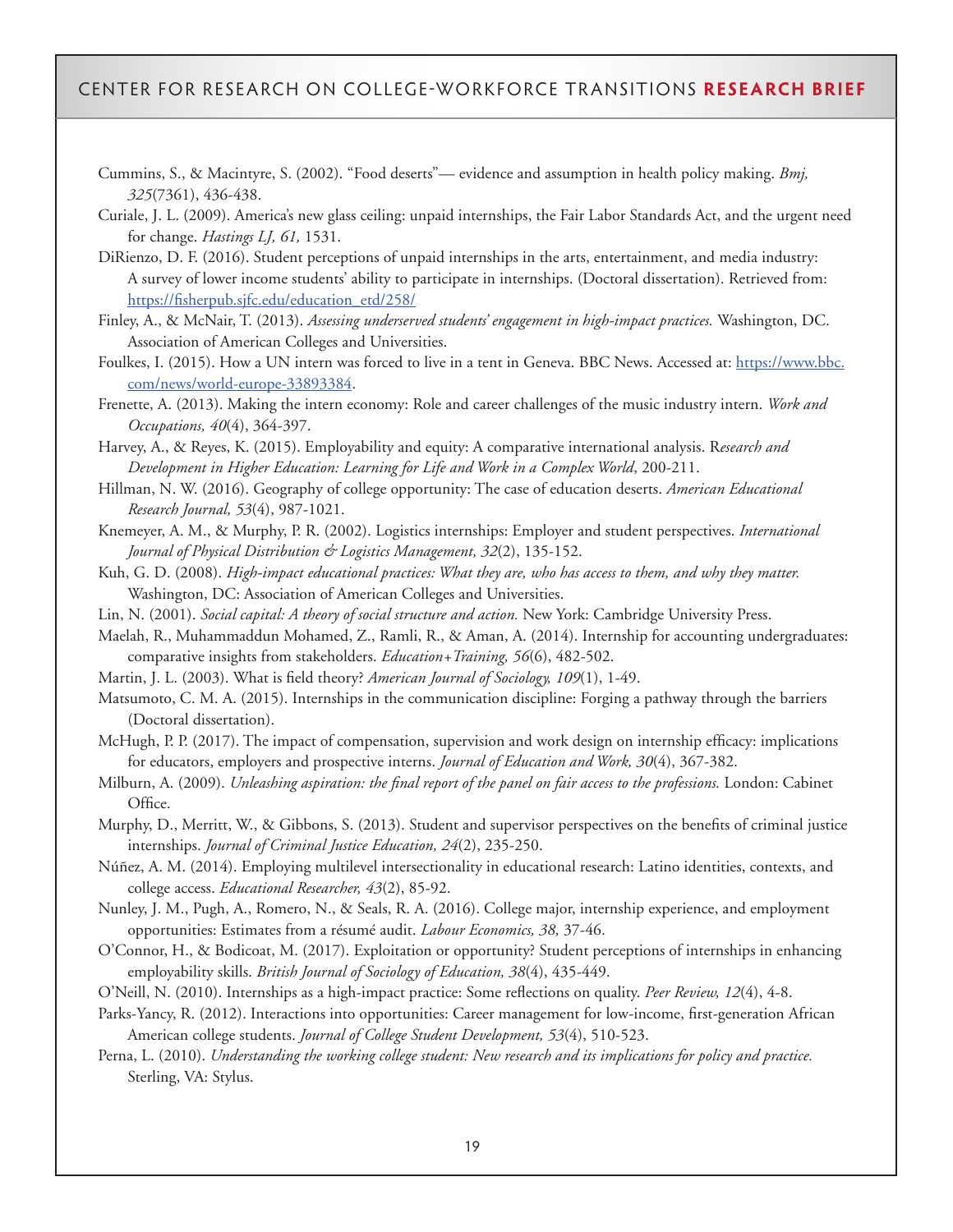Cummins, S., & Macintyre, S. (2002). "Food deserts"— evidence and assumption in health policy making. *Bmj, 325*(7361), 436-438.

Curiale, J. L. (2009). America's new glass ceiling: unpaid internships, the Fair Labor Standards Act, and the urgent need for change. *Hastings LJ, 61,* 1531.

DiRienzo, D. F. (2016). Student perceptions of unpaid internships in the arts, entertainment, and media industry: A survey of lower income students' ability to participate in internships. (Doctoral dissertation). Retrieved from: [https://fisherpub.sjfc.edu/education_etd/258/](https://fisherpub.sjfc.edu/education_etd/258/)

Finley, A., & McNair, T. (2013). *Assessing underserved students' engagement in high-impact practices.* Washington, DC. Association of American Colleges and Universities.

Foulkes, I. (2015). How a UN intern was forced to live in a tent in Geneva. BBC News. Accessed at: [https://www.bbc.com/news/world-europe-33893384](https://www.bbc.com/news/world-europe-33893384).

Frenette, A. (2013). Making the intern economy: Role and career challenges of the music industry intern. *Work and Occupations, 40*(4), 364-397.

Harvey, A., & Reyes, K. (2015). Employability and equity: A comparative international analysis. R*esearch and Development in Higher Education: Learning for Life and Work in a Complex World*, 200-211.

Hillman, N. W. (2016). Geography of college opportunity: The case of education deserts. *American Educational Research Journal, 53*(4), 987-1021.

Knemeyer, A. M., & Murphy, P. R. (2002). Logistics internships: Employer and student perspectives. *International Journal of Physical Distribution & Logistics Management, 32*(2), 135-152.

Kuh, G. D. (2008). *High-impact educational practices: What they are, who has access to them, and why they matter.* Washington, DC: Association of American Colleges and Universities.

Lin, N. (2001). *Social capital: A theory of social structure and action.* New York: Cambridge University Press.

Maelah, R., Muhammaddun Mohamed, Z., Ramli, R., & Aman, A. (2014). Internship for accounting undergraduates: comparative insights from stakeholders. *Education+Training, 56*(6), 482-502.

Martin, J. L. (2003). What is field theory? *American Journal of Sociology, 109*(1), 1-49.

Matsumoto, C. M. A. (2015). Internships in the communication discipline: Forging a pathway through the barriers (Doctoral dissertation).

McHugh, P. P. (2017). The impact of compensation, supervision and work design on internship efficacy: implications for educators, employers and prospective interns. *Journal of Education and Work, 30*(4), 367-382.

Milburn, A. (2009). *Unleashing aspiration: the final report of the panel on fair access to the professions.* London: Cabinet Office.

Murphy, D., Merritt, W., & Gibbons, S. (2013). Student and supervisor perspectives on the benefits of criminal justice internships. *Journal of Criminal Justice Education, 24*(2), 235-250.

Núñez, A. M. (2014). Employing multilevel intersectionality in educational research: Latino identities, contexts, and college access. *Educational Researcher, 43*(2), 85-92.

Nunley, J. M., Pugh, A., Romero, N., & Seals, R. A. (2016). College major, internship experience, and employment opportunities: Estimates from a résumé audit. *Labour Economics, 38,* 37-46.

O'Connor, H., & Bodicoat, M. (2017). Exploitation or opportunity? Student perceptions of internships in enhancing employability skills. *British Journal of Sociology of Education, 38*(4), 435-449.

O'Neill, N. (2010). Internships as a high-impact practice: Some reflections on quality. *Peer Review, 12*(4), 4-8.

Parks-Yancy, R. (2012). Interactions into opportunities: Career management for low-income, first-generation African American college students. *Journal of College Student Development, 53*(4), 510-523.

Perna, L. (2010). *Understanding the working college student: New research and its implications for policy and practice.* Sterling, VA: Stylus.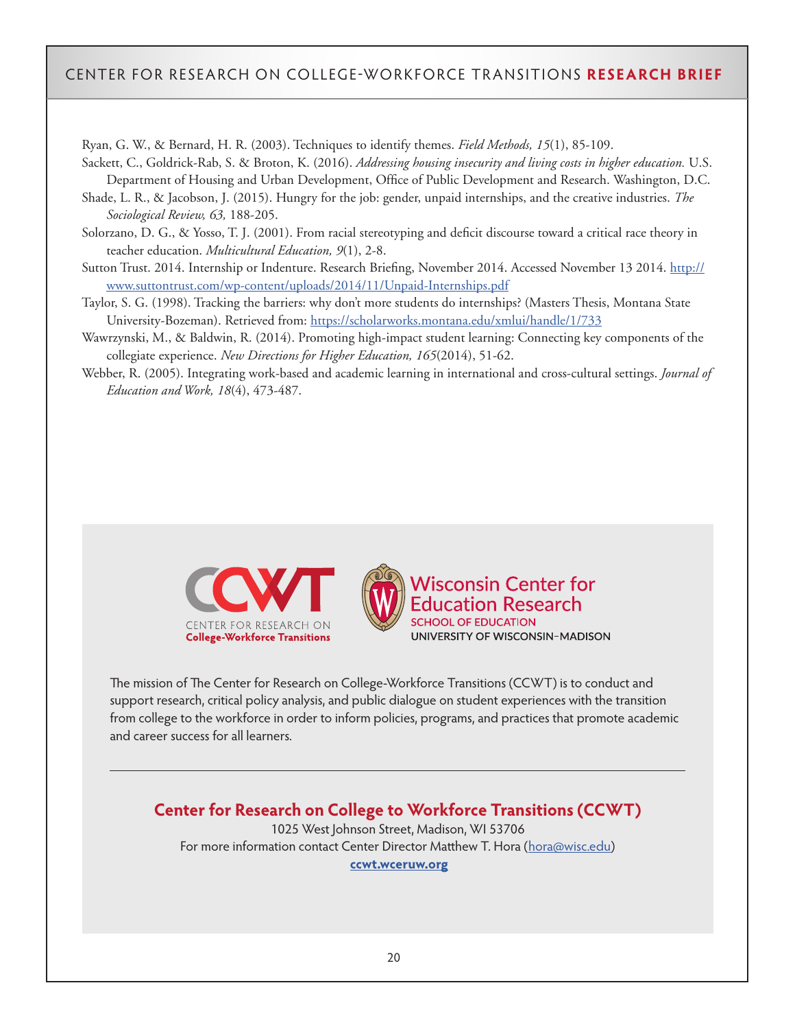Ryan, G. W., & Bernard, H. R. (2003). Techniques to identify themes. *Field Methods, 15*(1), 85-109.

Sackett, C., Goldrick-Rab, S. & Broton, K. (2016). *Addressing housing insecurity and living costs in higher education.* U.S. Department of Housing and Urban Development, Office of Public Development and Research. Washington, D.C.

Shade, L. R., & Jacobson, J. (2015). Hungry for the job: gender, unpaid internships, and the creative industries. *The Sociological Review, 63,* 188-205.

Solorzano, D. G., & Yosso, T. J. (2001). From racial stereotyping and deficit discourse toward a critical race theory in teacher education. *Multicultural Education, 9*(1), 2-8.

Sutton Trust. 2014. Internship or Indenture. Research Briefing, November 2014. Accessed November 13 2014. http://www.suttontrust.com/wp-content/uploads/2014/11/Unpaid-Internships.pdf

Taylor, S. G. (1998). Tracking the barriers: why don't more students do internships? (Masters Thesis, Montana State University-Bozeman). Retrieved from: https://scholarworks.montana.edu/xmlui/handle/1/733

Wawrzynski, M., & Baldwin, R. (2014). Promoting high-impact student learning: Connecting key components of the collegiate experience. *New Directions for Higher Education, 165*(2014), 51-62.

Webber, R. (2005). Integrating work-based and academic learning in international and cross-cultural settings. *Journal of Education and Work, 18*(4), 473-487.

CCWT
CENTER FOR RESEARCH ON
**College-Workforce Transitions**

Wisconsin Center for Education Research
SCHOOL OF EDUCATION
UNIVERSITY OF WISCONSIN–MADISON

The mission of The Center for Research on College-Workforce Transitions (CCWT) is to conduct and support research, critical policy analysis, and public dialogue on student experiences with the transition from college to the workforce in order to inform policies, programs, and practices that promote academic and career success for all learners.

---

**Center for Research on College to Workforce Transitions (CCWT)**

1025 West Johnson Street, Madison, WI 53706

For more information contact Center Director Matthew T. Hora (hora@wisc.edu)

**ccwt.wceruw.org**